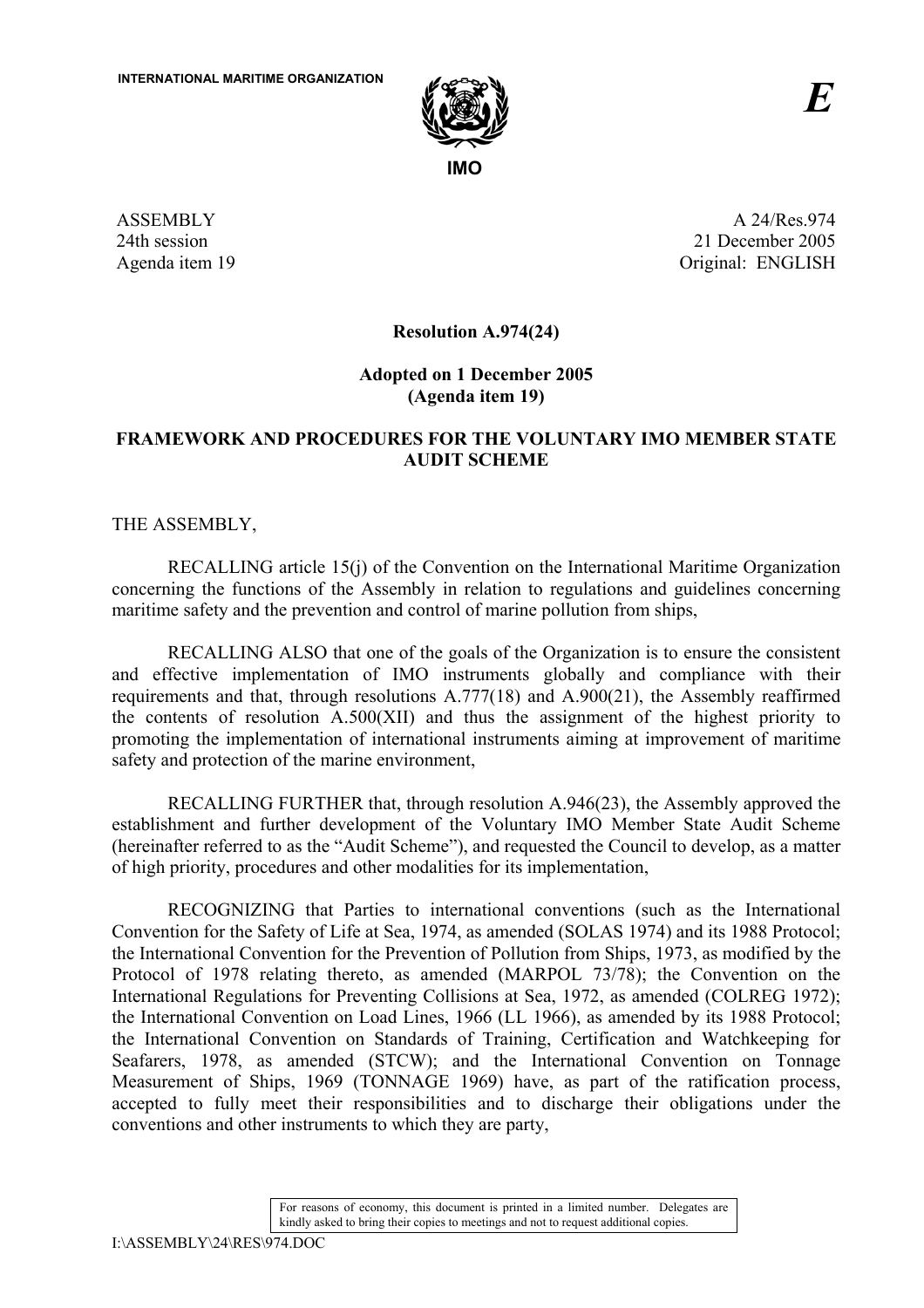INTERNATIONAL MARITIME ORGANIZATION

IMO

*E*

ASSEMBLY
24th session
Agenda item 19

A 24/Res.974
21 December 2005
Original: ENGLISH

**Resolution A.974(24)**

**Adopted on 1 December 2005**
**(Agenda item 19)**

**FRAMEWORK AND PROCEDURES FOR THE VOLUNTARY IMO MEMBER STATE AUDIT SCHEME**

THE ASSEMBLY,

RECALLING article 15(j) of the Convention on the International Maritime Organization concerning the functions of the Assembly in relation to regulations and guidelines concerning maritime safety and the prevention and control of marine pollution from ships,

RECALLING ALSO that one of the goals of the Organization is to ensure the consistent and effective implementation of IMO instruments globally and compliance with their requirements and that, through resolutions A.777(18) and A.900(21), the Assembly reaffirmed the contents of resolution A.500(XII) and thus the assignment of the highest priority to promoting the implementation of international instruments aiming at improvement of maritime safety and protection of the marine environment,

RECALLING FURTHER that, through resolution A.946(23), the Assembly approved the establishment and further development of the Voluntary IMO Member State Audit Scheme (hereinafter referred to as the "Audit Scheme"), and requested the Council to develop, as a matter of high priority, procedures and other modalities for its implementation,

RECOGNIZING that Parties to international conventions (such as the International Convention for the Safety of Life at Sea, 1974, as amended (SOLAS 1974) and its 1988 Protocol; the International Convention for the Prevention of Pollution from Ships, 1973, as modified by the Protocol of 1978 relating thereto, as amended (MARPOL 73/78); the Convention on the International Regulations for Preventing Collisions at Sea, 1972, as amended (COLREG 1972); the International Convention on Load Lines, 1966 (LL 1966), as amended by its 1988 Protocol; the International Convention on Standards of Training, Certification and Watchkeeping for Seafarers, 1978, as amended (STCW); and the International Convention on Tonnage Measurement of Ships, 1969 (TONNAGE 1969) have, as part of the ratification process, accepted to fully meet their responsibilities and to discharge their obligations under the conventions and other instruments to which they are party,

For reasons of economy, this document is printed in a limited number. Delegates are kindly asked to bring their copies to meetings and not to request additional copies.

I:\ASSEMBLY\24\RES\974.DOC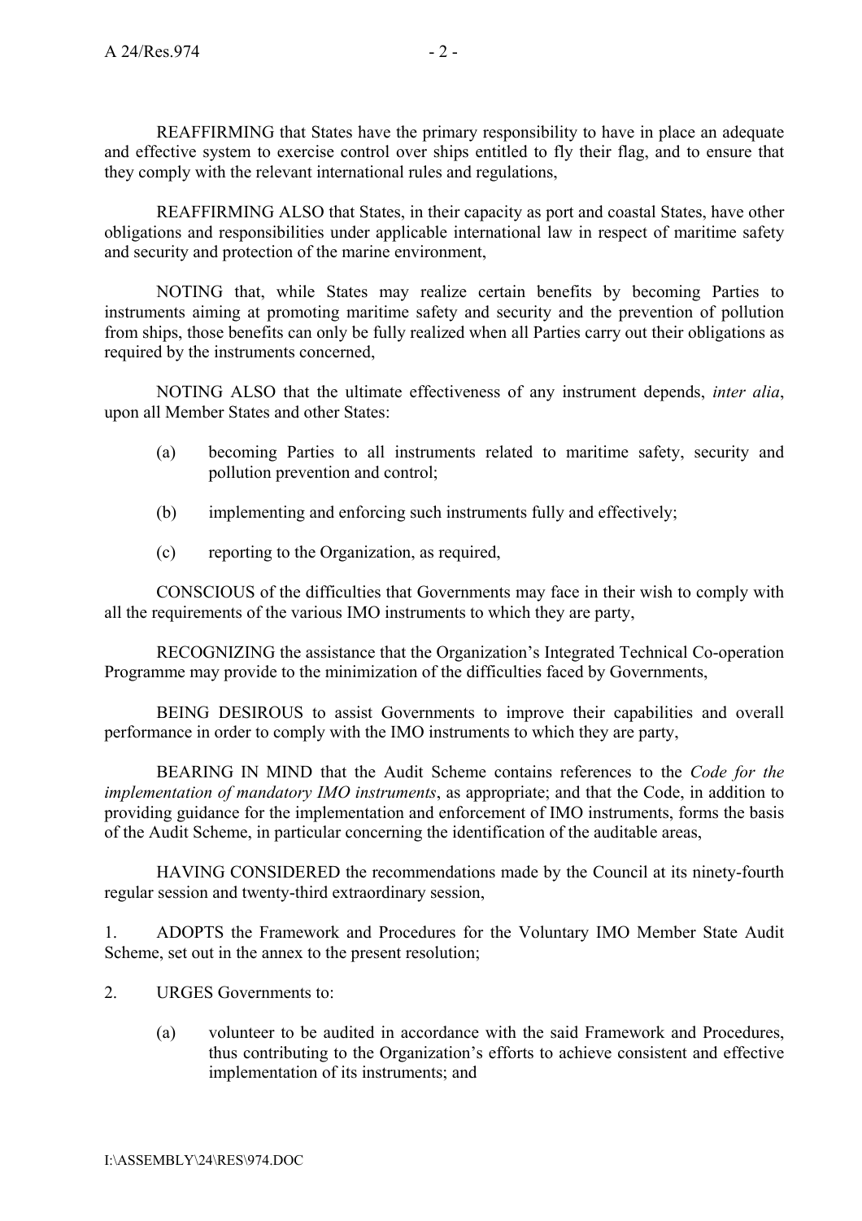REAFFIRMING that States have the primary responsibility to have in place an adequate and effective system to exercise control over ships entitled to fly their flag, and to ensure that they comply with the relevant international rules and regulations,

REAFFIRMING ALSO that States, in their capacity as port and coastal States, have other obligations and responsibilities under applicable international law in respect of maritime safety and security and protection of the marine environment,

NOTING that, while States may realize certain benefits by becoming Parties to instruments aiming at promoting maritime safety and security and the prevention of pollution from ships, those benefits can only be fully realized when all Parties carry out their obligations as required by the instruments concerned,

NOTING ALSO that the ultimate effectiveness of any instrument depends, *inter alia*, upon all Member States and other States:

(a) becoming Parties to all instruments related to maritime safety, security and pollution prevention and control;

(b) implementing and enforcing such instruments fully and effectively;

(c) reporting to the Organization, as required,

CONSCIOUS of the difficulties that Governments may face in their wish to comply with all the requirements of the various IMO instruments to which they are party,

RECOGNIZING the assistance that the Organization's Integrated Technical Co-operation Programme may provide to the minimization of the difficulties faced by Governments,

BEING DESIROUS to assist Governments to improve their capabilities and overall performance in order to comply with the IMO instruments to which they are party,

BEARING IN MIND that the Audit Scheme contains references to the *Code for the implementation of mandatory IMO instruments*, as appropriate; and that the Code, in addition to providing guidance for the implementation and enforcement of IMO instruments, forms the basis of the Audit Scheme, in particular concerning the identification of the auditable areas,

HAVING CONSIDERED the recommendations made by the Council at its ninety-fourth regular session and twenty-third extraordinary session,

1. ADOPTS the Framework and Procedures for the Voluntary IMO Member State Audit Scheme, set out in the annex to the present resolution;

2. URGES Governments to:

(a) volunteer to be audited in accordance with the said Framework and Procedures, thus contributing to the Organization's efforts to achieve consistent and effective implementation of its instruments; and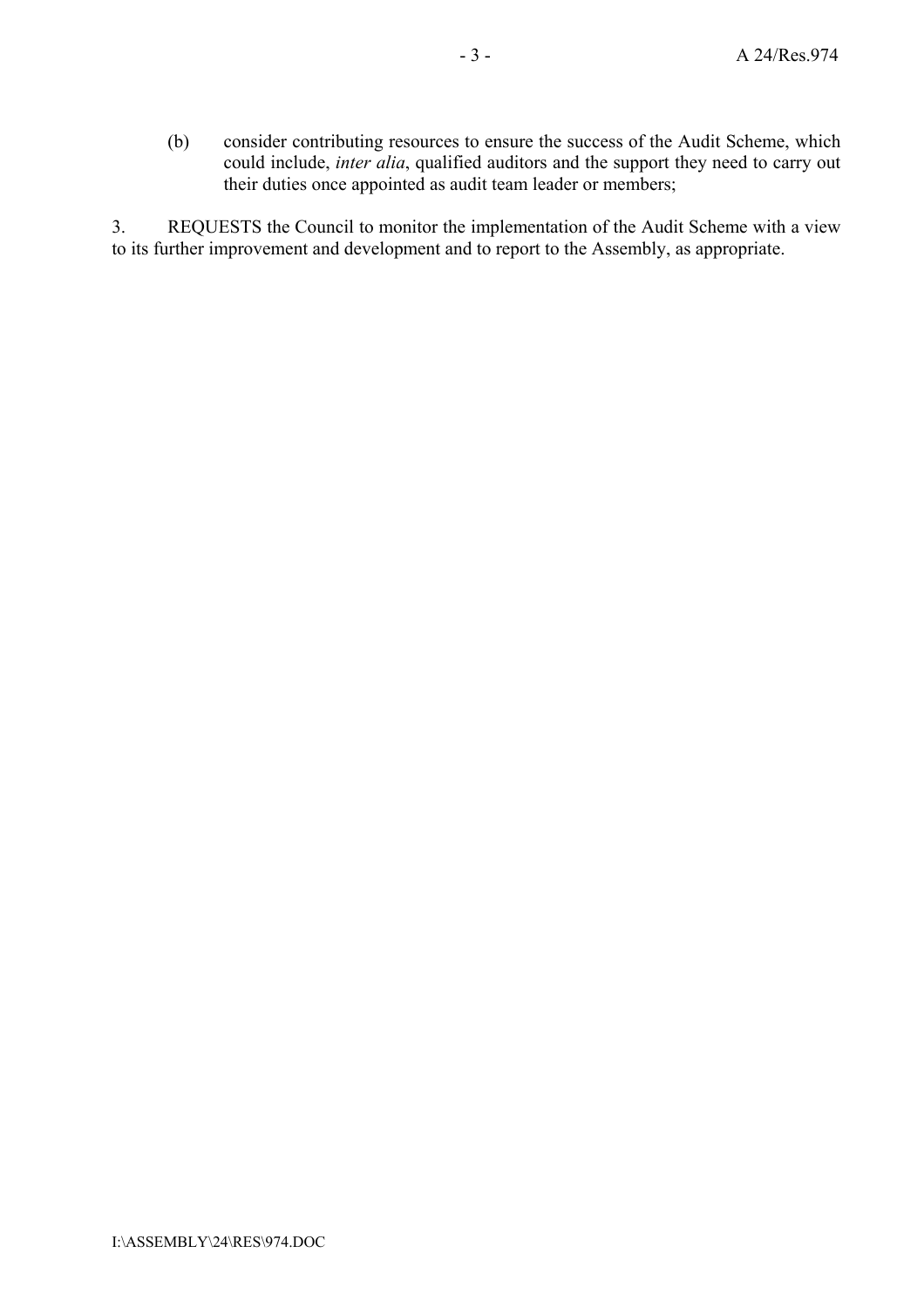(b) consider contributing resources to ensure the success of the Audit Scheme, which could include, *inter alia*, qualified auditors and the support they need to carry out their duties once appointed as audit team leader or members;

3. REQUESTS the Council to monitor the implementation of the Audit Scheme with a view to its further improvement and development and to report to the Assembly, as appropriate.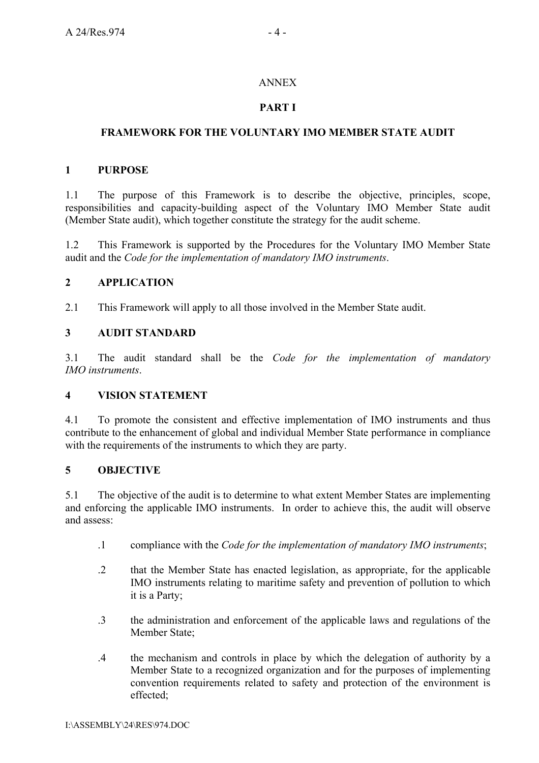ANNEX

**PART I**

## FRAMEWORK FOR THE VOLUNTARY IMO MEMBER STATE AUDIT

### 1 PURPOSE

1.1 The purpose of this Framework is to describe the objective, principles, scope, responsibilities and capacity-building aspect of the Voluntary IMO Member State audit (Member State audit), which together constitute the strategy for the audit scheme.

1.2 This Framework is supported by the Procedures for the Voluntary IMO Member State audit and the *Code for the implementation of mandatory IMO instruments*.

### 2 APPLICATION

2.1 This Framework will apply to all those involved in the Member State audit.

### 3 AUDIT STANDARD

3.1 The audit standard shall be the *Code for the implementation of mandatory IMO instruments*.

### 4 VISION STATEMENT

4.1 To promote the consistent and effective implementation of IMO instruments and thus contribute to the enhancement of global and individual Member State performance in compliance with the requirements of the instruments to which they are party.

### 5 OBJECTIVE

5.1 The objective of the audit is to determine to what extent Member States are implementing and enforcing the applicable IMO instruments. In order to achieve this, the audit will observe and assess:

.1 compliance with the *Code for the implementation of mandatory IMO instruments*;

.2 that the Member State has enacted legislation, as appropriate, for the applicable IMO instruments relating to maritime safety and prevention of pollution to which it is a Party;

.3 the administration and enforcement of the applicable laws and regulations of the Member State;

.4 the mechanism and controls in place by which the delegation of authority by a Member State to a recognized organization and for the purposes of implementing convention requirements related to safety and protection of the environment is effected;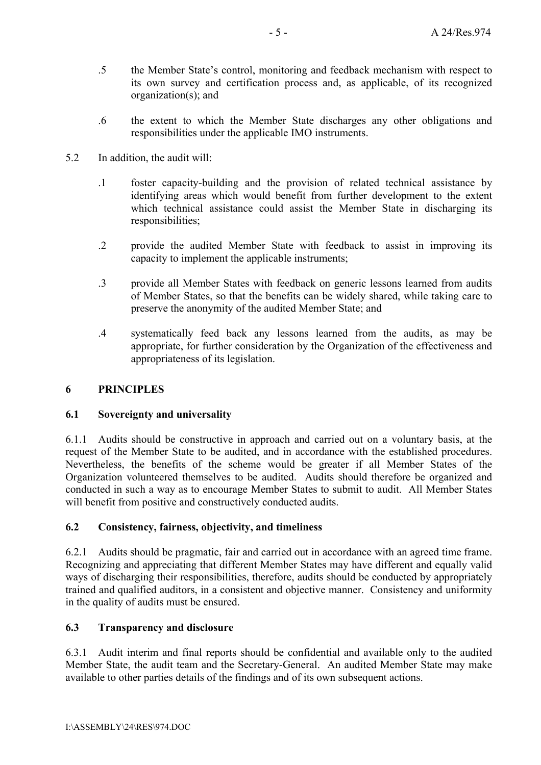.5 the Member State's control, monitoring and feedback mechanism with respect to its own survey and certification process and, as applicable, of its recognized organization(s); and

.6 the extent to which the Member State discharges any other obligations and responsibilities under the applicable IMO instruments.

5.2 In addition, the audit will:

.1 foster capacity-building and the provision of related technical assistance by identifying areas which would benefit from further development to the extent which technical assistance could assist the Member State in discharging its responsibilities;

.2 provide the audited Member State with feedback to assist in improving its capacity to implement the applicable instruments;

.3 provide all Member States with feedback on generic lessons learned from audits of Member States, so that the benefits can be widely shared, while taking care to preserve the anonymity of the audited Member State; and

.4 systematically feed back any lessons learned from the audits, as may be appropriate, for further consideration by the Organization of the effectiveness and appropriateness of its legislation.

## 6 PRINCIPLES

### 6.1 Sovereignty and universality

6.1.1 Audits should be constructive in approach and carried out on a voluntary basis, at the request of the Member State to be audited, and in accordance with the established procedures. Nevertheless, the benefits of the scheme would be greater if all Member States of the Organization volunteered themselves to be audited. Audits should therefore be organized and conducted in such a way as to encourage Member States to submit to audit. All Member States will benefit from positive and constructively conducted audits.

### 6.2 Consistency, fairness, objectivity, and timeliness

6.2.1 Audits should be pragmatic, fair and carried out in accordance with an agreed time frame. Recognizing and appreciating that different Member States may have different and equally valid ways of discharging their responsibilities, therefore, audits should be conducted by appropriately trained and qualified auditors, in a consistent and objective manner. Consistency and uniformity in the quality of audits must be ensured.

### 6.3 Transparency and disclosure

6.3.1 Audit interim and final reports should be confidential and available only to the audited Member State, the audit team and the Secretary-General. An audited Member State may make available to other parties details of the findings and of its own subsequent actions.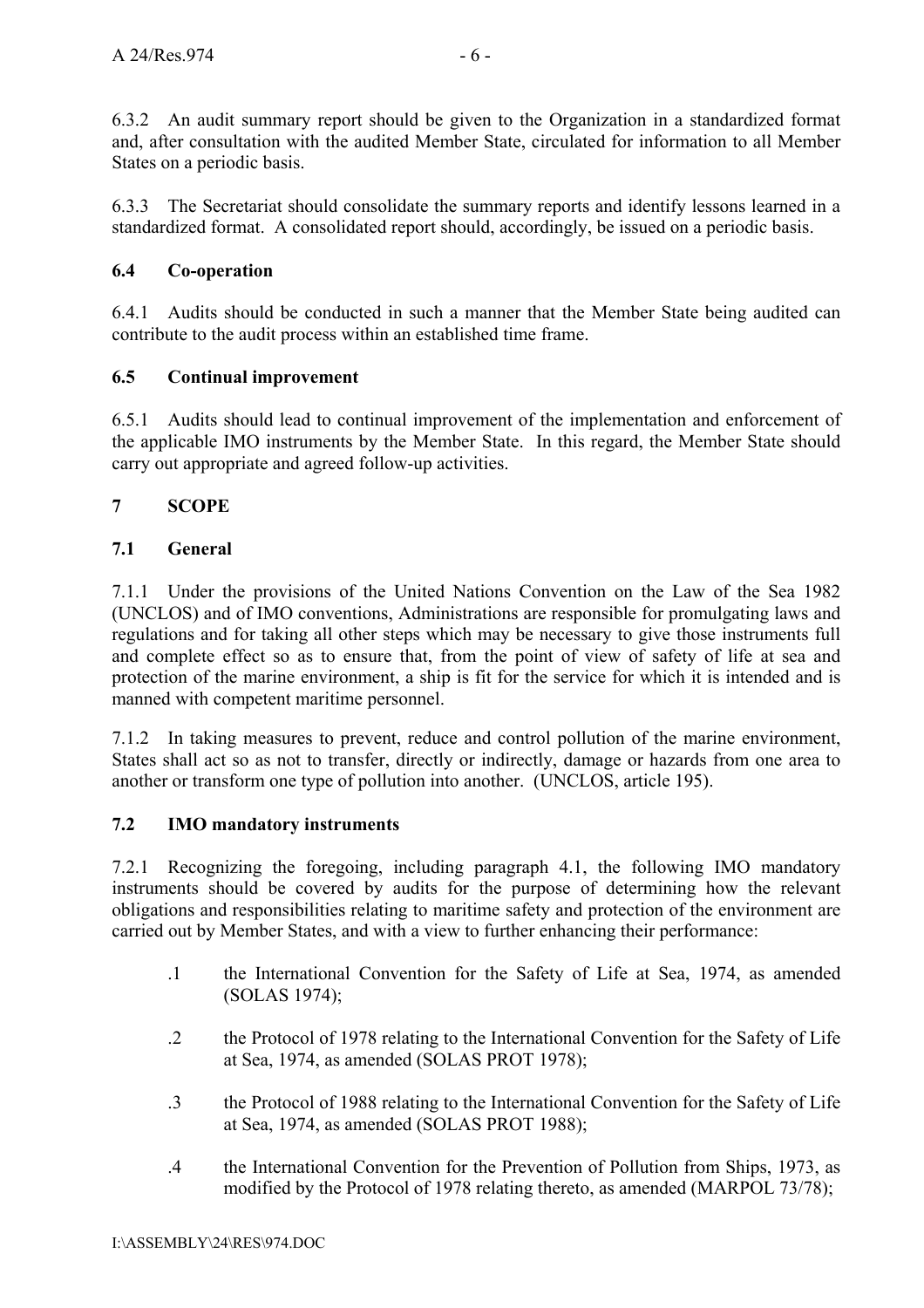6.3.2 An audit summary report should be given to the Organization in a standardized format and, after consultation with the audited Member State, circulated for information to all Member States on a periodic basis.

6.3.3 The Secretariat should consolidate the summary reports and identify lessons learned in a standardized format. A consolidated report should, accordingly, be issued on a periodic basis.

### 6.4 Co-operation

6.4.1 Audits should be conducted in such a manner that the Member State being audited can contribute to the audit process within an established time frame.

### 6.5 Continual improvement

6.5.1 Audits should lead to continual improvement of the implementation and enforcement of the applicable IMO instruments by the Member State. In this regard, the Member State should carry out appropriate and agreed follow-up activities.

## 7 SCOPE

### 7.1 General

7.1.1 Under the provisions of the United Nations Convention on the Law of the Sea 1982 (UNCLOS) and of IMO conventions, Administrations are responsible for promulgating laws and regulations and for taking all other steps which may be necessary to give those instruments full and complete effect so as to ensure that, from the point of view of safety of life at sea and protection of the marine environment, a ship is fit for the service for which it is intended and is manned with competent maritime personnel.

7.1.2 In taking measures to prevent, reduce and control pollution of the marine environment, States shall act so as not to transfer, directly or indirectly, damage or hazards from one area to another or transform one type of pollution into another. (UNCLOS, article 195).

### 7.2 IMO mandatory instruments

7.2.1 Recognizing the foregoing, including paragraph 4.1, the following IMO mandatory instruments should be covered by audits for the purpose of determining how the relevant obligations and responsibilities relating to maritime safety and protection of the environment are carried out by Member States, and with a view to further enhancing their performance:

.1 the International Convention for the Safety of Life at Sea, 1974, as amended (SOLAS 1974);

.2 the Protocol of 1978 relating to the International Convention for the Safety of Life at Sea, 1974, as amended (SOLAS PROT 1978);

.3 the Protocol of 1988 relating to the International Convention for the Safety of Life at Sea, 1974, as amended (SOLAS PROT 1988);

.4 the International Convention for the Prevention of Pollution from Ships, 1973, as modified by the Protocol of 1978 relating thereto, as amended (MARPOL 73/78);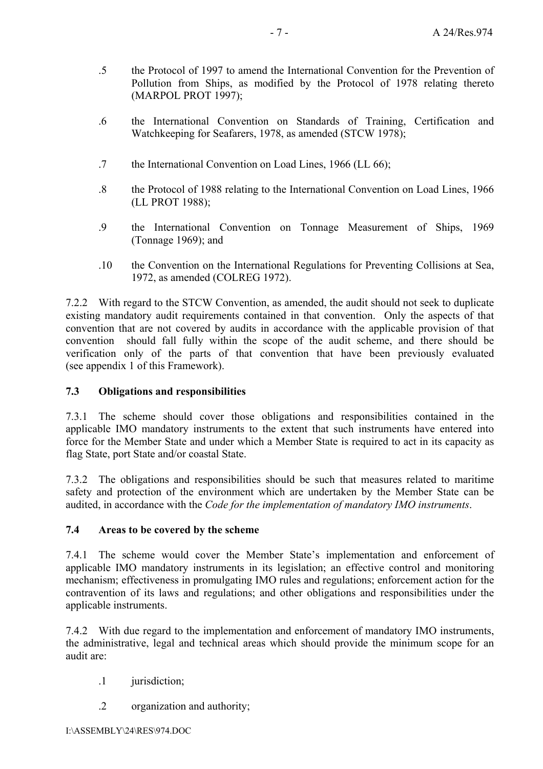.5 the Protocol of 1997 to amend the International Convention for the Prevention of Pollution from Ships, as modified by the Protocol of 1978 relating thereto (MARPOL PROT 1997);

.6 the International Convention on Standards of Training, Certification and Watchkeeping for Seafarers, 1978, as amended (STCW 1978);

.7 the International Convention on Load Lines, 1966 (LL 66);

.8 the Protocol of 1988 relating to the International Convention on Load Lines, 1966 (LL PROT 1988);

.9 the International Convention on Tonnage Measurement of Ships, 1969 (Tonnage 1969); and

.10 the Convention on the International Regulations for Preventing Collisions at Sea, 1972, as amended (COLREG 1972).

7.2.2 With regard to the STCW Convention, as amended, the audit should not seek to duplicate existing mandatory audit requirements contained in that convention. Only the aspects of that convention that are not covered by audits in accordance with the applicable provision of that convention should fall fully within the scope of the audit scheme, and there should be verification only of the parts of that convention that have been previously evaluated (see appendix 1 of this Framework).

### 7.3 Obligations and responsibilities

7.3.1 The scheme should cover those obligations and responsibilities contained in the applicable IMO mandatory instruments to the extent that such instruments have entered into force for the Member State and under which a Member State is required to act in its capacity as flag State, port State and/or coastal State.

7.3.2 The obligations and responsibilities should be such that measures related to maritime safety and protection of the environment which are undertaken by the Member State can be audited, in accordance with the *Code for the implementation of mandatory IMO instruments*.

### 7.4 Areas to be covered by the scheme

7.4.1 The scheme would cover the Member State's implementation and enforcement of applicable IMO mandatory instruments in its legislation; an effective control and monitoring mechanism; effectiveness in promulgating IMO rules and regulations; enforcement action for the contravention of its laws and regulations; and other obligations and responsibilities under the applicable instruments.

7.4.2 With due regard to the implementation and enforcement of mandatory IMO instruments, the administrative, legal and technical areas which should provide the minimum scope for an audit are:

.1 jurisdiction;

.2 organization and authority;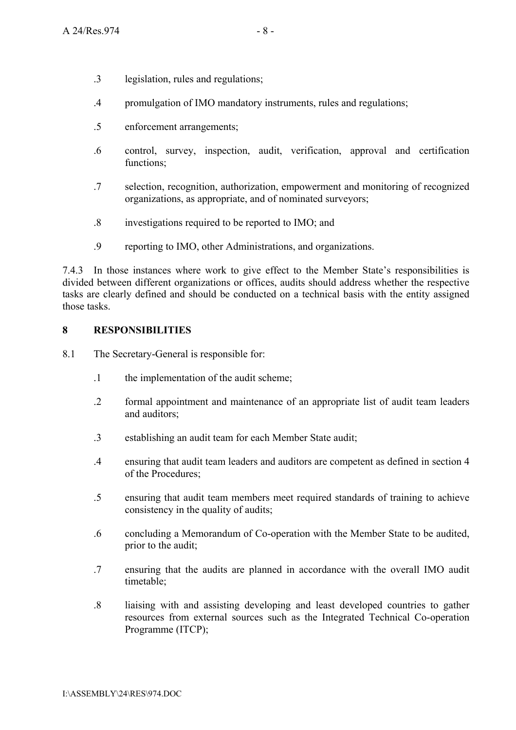.3 legislation, rules and regulations;

.4 promulgation of IMO mandatory instruments, rules and regulations;

.5 enforcement arrangements;

.6 control, survey, inspection, audit, verification, approval and certification functions;

.7 selection, recognition, authorization, empowerment and monitoring of recognized organizations, as appropriate, and of nominated surveyors;

.8 investigations required to be reported to IMO; and

.9 reporting to IMO, other Administrations, and organizations.

7.4.3 In those instances where work to give effect to the Member State's responsibilities is divided between different organizations or offices, audits should address whether the respective tasks are clearly defined and should be conducted on a technical basis with the entity assigned those tasks.

## 8 RESPONSIBILITIES

8.1 The Secretary-General is responsible for:

.1 the implementation of the audit scheme;

.2 formal appointment and maintenance of an appropriate list of audit team leaders and auditors;

.3 establishing an audit team for each Member State audit;

.4 ensuring that audit team leaders and auditors are competent as defined in section 4 of the Procedures;

.5 ensuring that audit team members meet required standards of training to achieve consistency in the quality of audits;

.6 concluding a Memorandum of Co-operation with the Member State to be audited, prior to the audit;

.7 ensuring that the audits are planned in accordance with the overall IMO audit timetable;

.8 liaising with and assisting developing and least developed countries to gather resources from external sources such as the Integrated Technical Co-operation Programme (ITCP);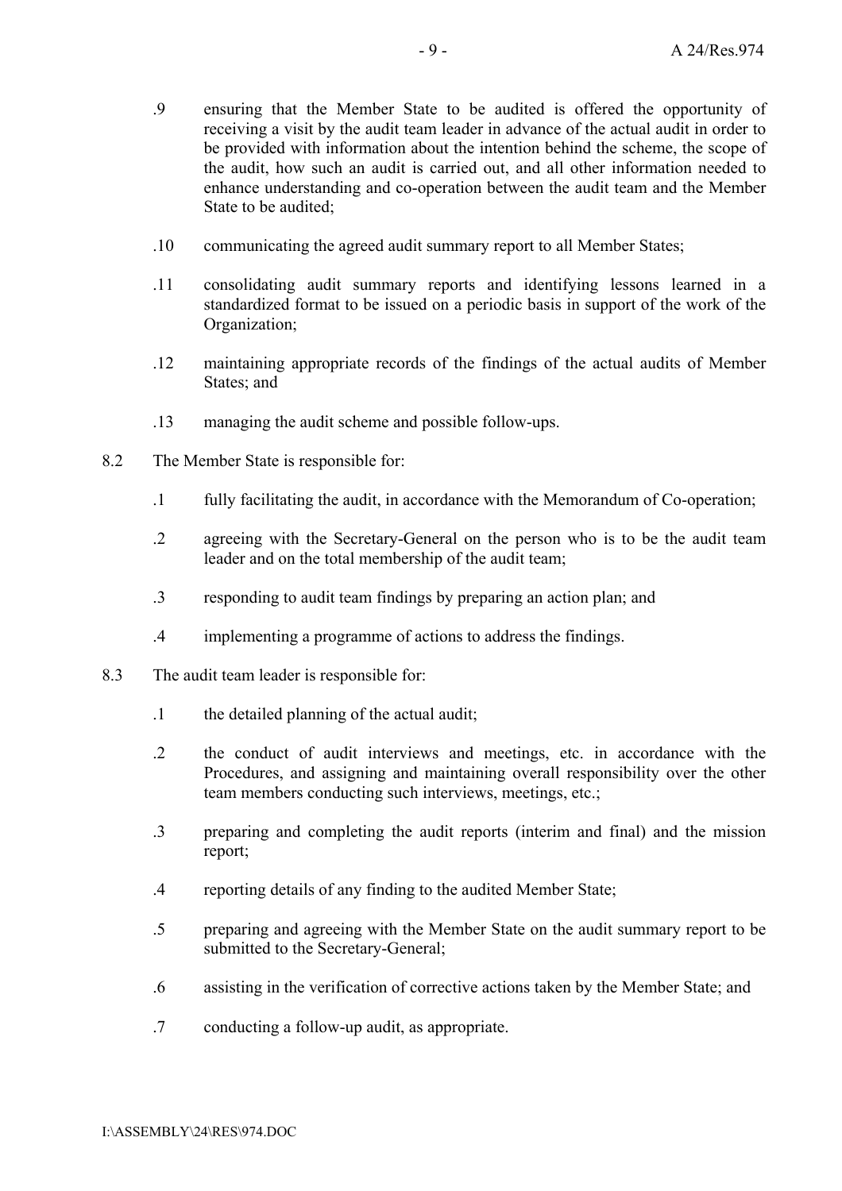.9 ensuring that the Member State to be audited is offered the opportunity of receiving a visit by the audit team leader in advance of the actual audit in order to be provided with information about the intention behind the scheme, the scope of the audit, how such an audit is carried out, and all other information needed to enhance understanding and co-operation between the audit team and the Member State to be audited;

.10 communicating the agreed audit summary report to all Member States;

.11 consolidating audit summary reports and identifying lessons learned in a standardized format to be issued on a periodic basis in support of the work of the Organization;

.12 maintaining appropriate records of the findings of the actual audits of Member States; and

.13 managing the audit scheme and possible follow-ups.

8.2 The Member State is responsible for:

.1 fully facilitating the audit, in accordance with the Memorandum of Co-operation;

.2 agreeing with the Secretary-General on the person who is to be the audit team leader and on the total membership of the audit team;

.3 responding to audit team findings by preparing an action plan; and

.4 implementing a programme of actions to address the findings.

8.3 The audit team leader is responsible for:

.1 the detailed planning of the actual audit;

.2 the conduct of audit interviews and meetings, etc. in accordance with the Procedures, and assigning and maintaining overall responsibility over the other team members conducting such interviews, meetings, etc.;

.3 preparing and completing the audit reports (interim and final) and the mission report;

.4 reporting details of any finding to the audited Member State;

.5 preparing and agreeing with the Member State on the audit summary report to be submitted to the Secretary-General;

.6 assisting in the verification of corrective actions taken by the Member State; and

.7 conducting a follow-up audit, as appropriate.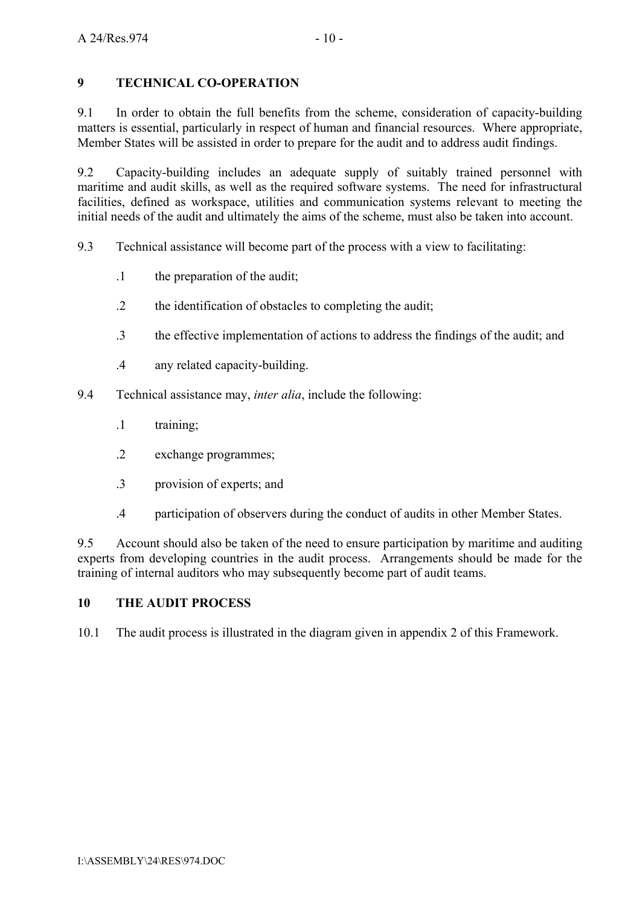## 9 TECHNICAL CO-OPERATION

9.1 In order to obtain the full benefits from the scheme, consideration of capacity-building matters is essential, particularly in respect of human and financial resources. Where appropriate, Member States will be assisted in order to prepare for the audit and to address audit findings.

9.2 Capacity-building includes an adequate supply of suitably trained personnel with maritime and audit skills, as well as the required software systems. The need for infrastructural facilities, defined as workspace, utilities and communication systems relevant to meeting the initial needs of the audit and ultimately the aims of the scheme, must also be taken into account.

9.3 Technical assistance will become part of the process with a view to facilitating:

- .1 the preparation of the audit;
- .2 the identification of obstacles to completing the audit;
- .3 the effective implementation of actions to address the findings of the audit; and
- .4 any related capacity-building.

9.4 Technical assistance may, *inter alia*, include the following:

- .1 training;
- .2 exchange programmes;
- .3 provision of experts; and
- .4 participation of observers during the conduct of audits in other Member States.

9.5 Account should also be taken of the need to ensure participation by maritime and auditing experts from developing countries in the audit process. Arrangements should be made for the training of internal auditors who may subsequently become part of audit teams.

## 10 THE AUDIT PROCESS

10.1 The audit process is illustrated in the diagram given in appendix 2 of this Framework.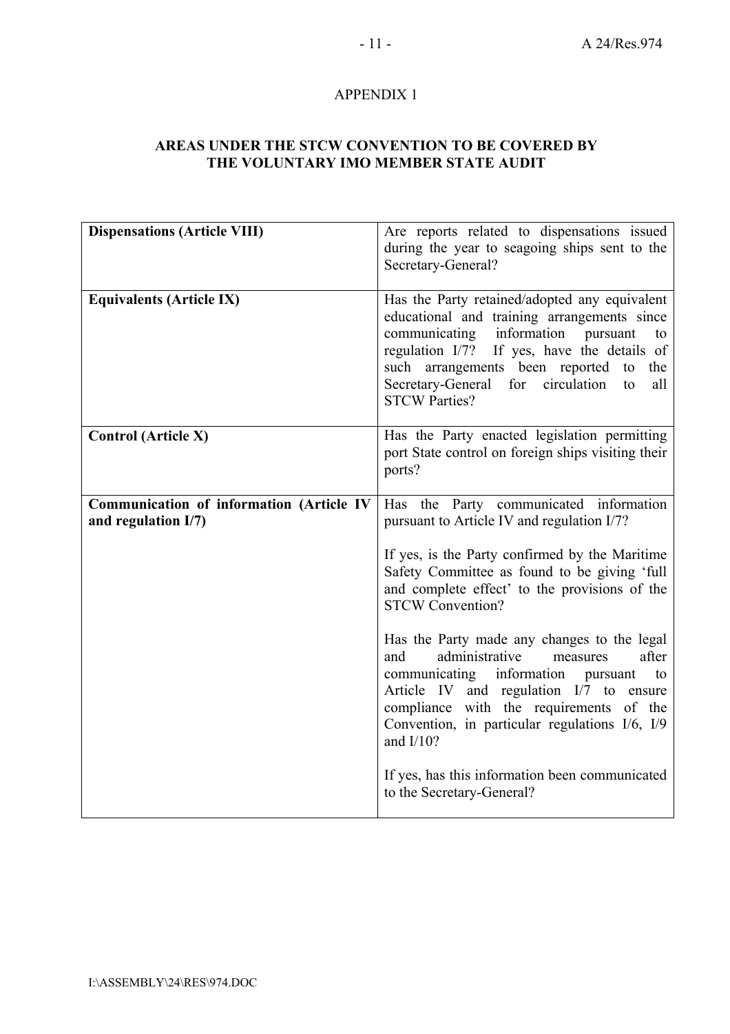APPENDIX 1

**AREAS UNDER THE STCW CONVENTION TO BE COVERED BY THE VOLUNTARY IMO MEMBER STATE AUDIT**

| | |
|---|---|
| **Dispensations (Article VIII)** | Are reports related to dispensations issued during the year to seagoing ships sent to the Secretary-General? |
| **Equivalents (Article IX)** | Has the Party retained/adopted any equivalent educational and training arrangements since communicating information pursuant to regulation I/7? If yes, have the details of such arrangements been reported to the Secretary-General for circulation to all STCW Parties? |
| **Control (Article X)** | Has the Party enacted legislation permitting port State control on foreign ships visiting their ports? |
| **Communication of information (Article IV and regulation I/7)** | Has the Party communicated information pursuant to Article IV and regulation I/7?<br><br>If yes, is the Party confirmed by the Maritime Safety Committee as found to be giving 'full and complete effect' to the provisions of the STCW Convention?<br><br>Has the Party made any changes to the legal and administrative measures after communicating information pursuant to Article IV and regulation I/7 to ensure compliance with the requirements of the Convention, in particular regulations I/6, I/9 and I/10?<br><br>If yes, has this information been communicated to the Secretary-General? |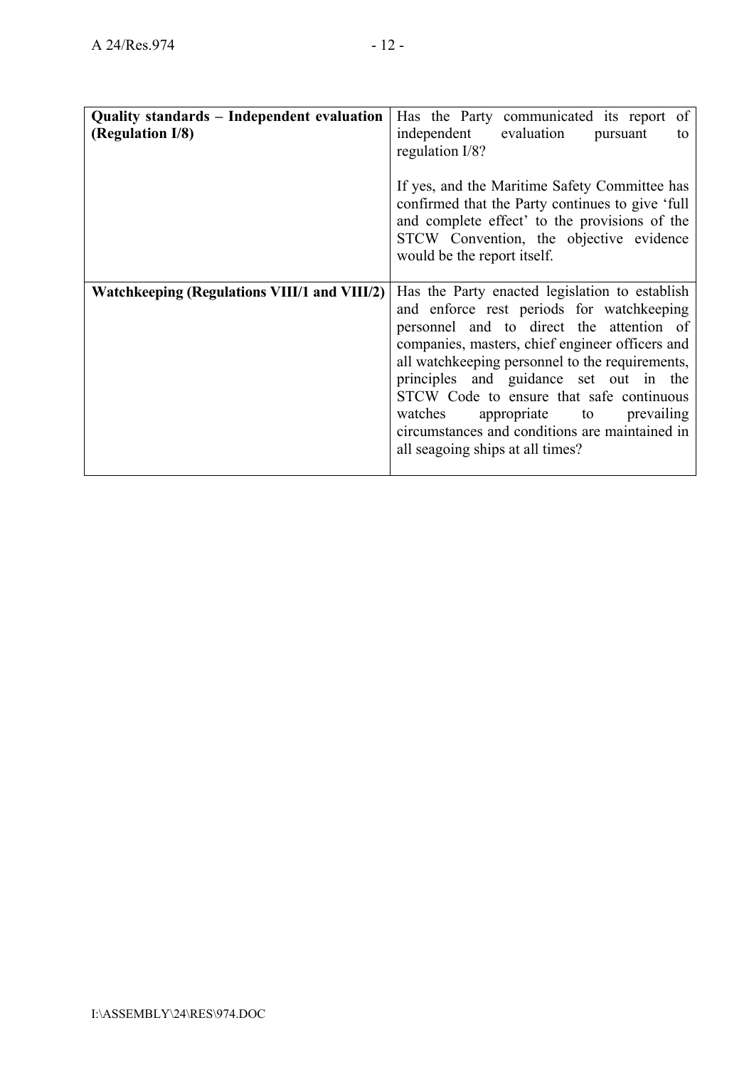| | |
|---|---|
| **Quality standards – Independent evaluation (Regulation I/8)** | Has the Party communicated its report of independent evaluation pursuant to regulation I/8?<br><br>If yes, and the Maritime Safety Committee has confirmed that the Party continues to give 'full and complete effect' to the provisions of the STCW Convention, the objective evidence would be the report itself. |
| **Watchkeeping (Regulations VIII/1 and VIII/2)** | Has the Party enacted legislation to establish and enforce rest periods for watchkeeping personnel and to direct the attention of companies, masters, chief engineer officers and all watchkeeping personnel to the requirements, principles and guidance set out in the STCW Code to ensure that safe continuous watches appropriate to prevailing circumstances and conditions are maintained in all seagoing ships at all times? |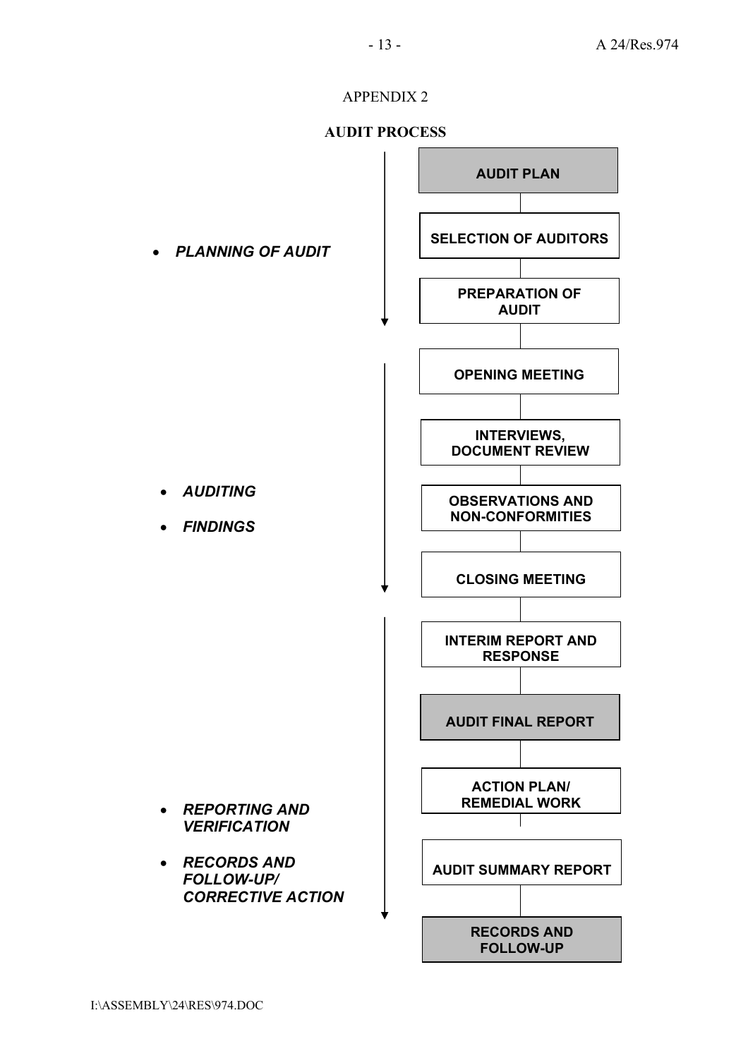APPENDIX 2

**AUDIT PROCESS**

- ***PLANNING OF AUDIT***
  - **AUDIT PLAN**
  - **SELECTION OF AUDITORS**
  - **PREPARATION OF AUDIT**

- ***AUDITING***
- ***FINDINGS***
  - **OPENING MEETING**
  - **INTERVIEWS, DOCUMENT REVIEW**
  - **OBSERVATIONS AND NON-CONFORMITIES**
  - **CLOSING MEETING**

- ***REPORTING AND VERIFICATION***
- ***RECORDS AND FOLLOW-UP/ CORRECTIVE ACTION***
  - **INTERIM REPORT AND RESPONSE**
  - **AUDIT FINAL REPORT**
  - **ACTION PLAN/ REMEDIAL WORK**
  - **AUDIT SUMMARY REPORT**
  - **RECORDS AND FOLLOW-UP**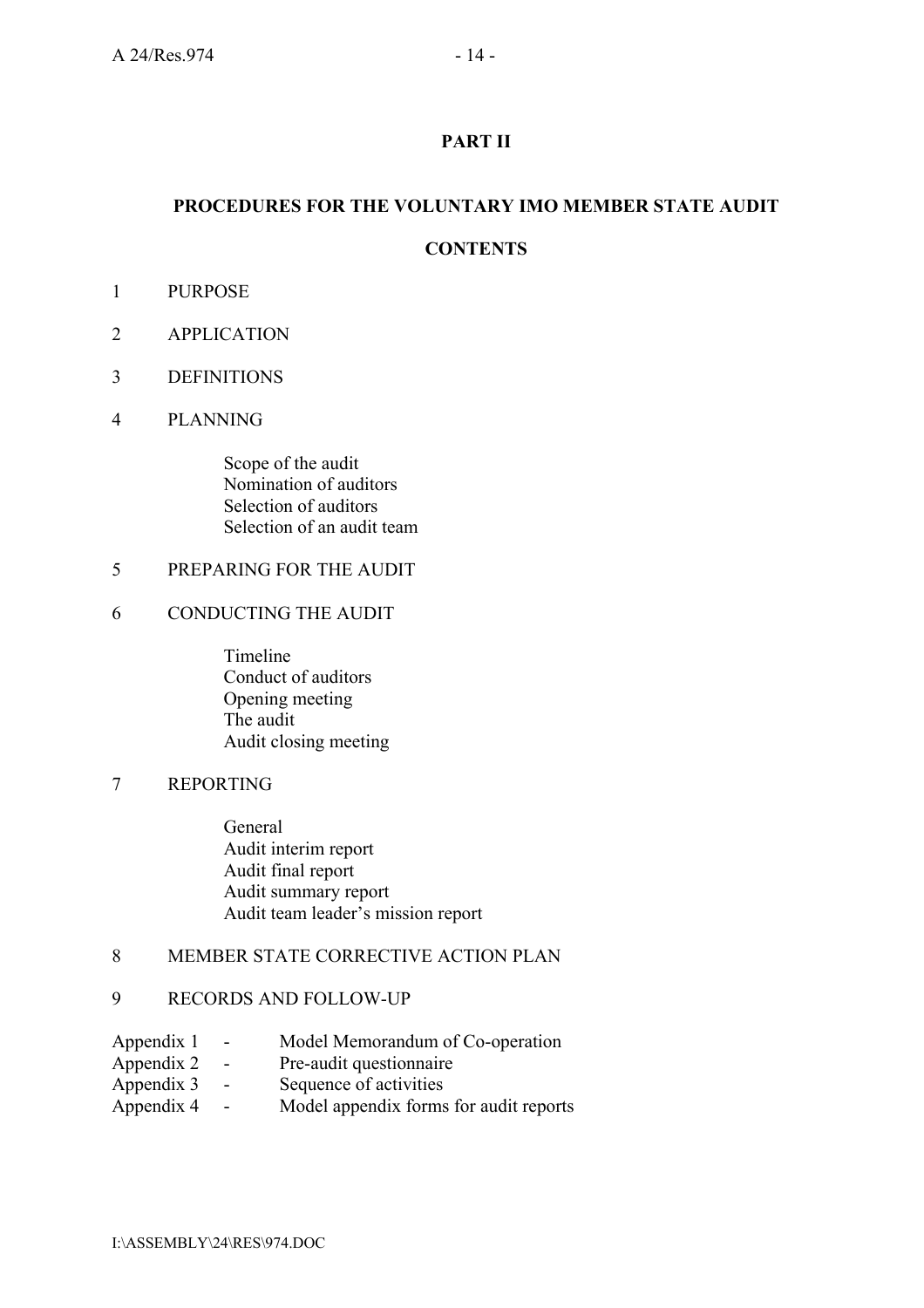## PART II

## PROCEDURES FOR THE VOLUNTARY IMO MEMBER STATE AUDIT

### CONTENTS

1 PURPOSE

2 APPLICATION

3 DEFINITIONS

4 PLANNING

   Scope of the audit
   Nomination of auditors
   Selection of auditors
   Selection of an audit team

5 PREPARING FOR THE AUDIT

6 CONDUCTING THE AUDIT

   Timeline
   Conduct of auditors
   Opening meeting
   The audit
   Audit closing meeting

7 REPORTING

   General
   Audit interim report
   Audit final report
   Audit summary report
   Audit team leader's mission report

8 MEMBER STATE CORRECTIVE ACTION PLAN

9 RECORDS AND FOLLOW-UP

Appendix 1 - Model Memorandum of Co-operation
Appendix 2 - Pre-audit questionnaire
Appendix 3 - Sequence of activities
Appendix 4 - Model appendix forms for audit reports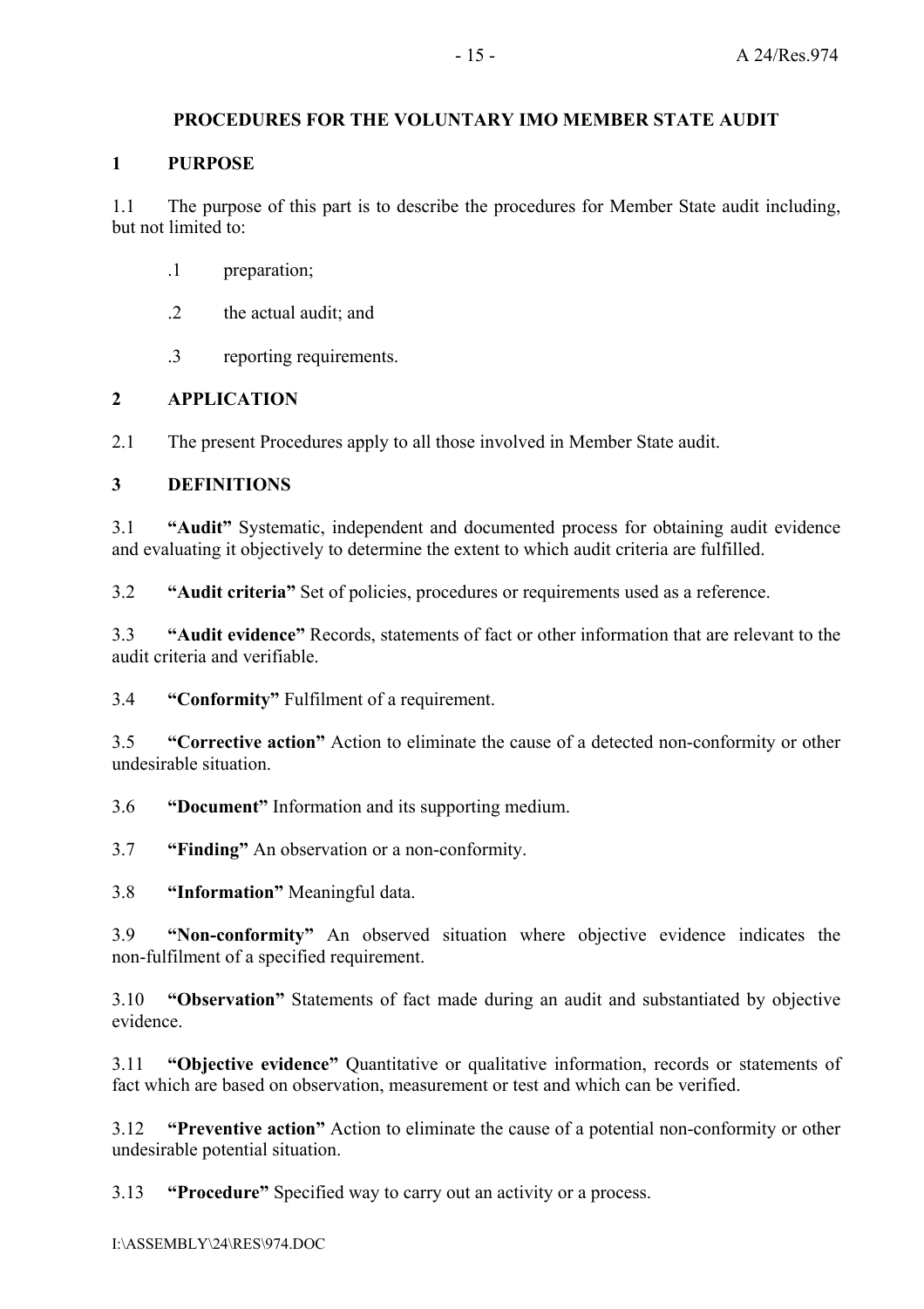## PROCEDURES FOR THE VOLUNTARY IMO MEMBER STATE AUDIT

### 1 PURPOSE

1.1 The purpose of this part is to describe the procedures for Member State audit including, but not limited to:

.1 preparation;

.2 the actual audit; and

.3 reporting requirements.

### 2 APPLICATION

2.1 The present Procedures apply to all those involved in Member State audit.

### 3 DEFINITIONS

3.1 **"Audit"** Systematic, independent and documented process for obtaining audit evidence and evaluating it objectively to determine the extent to which audit criteria are fulfilled.

3.2 **"Audit criteria"** Set of policies, procedures or requirements used as a reference.

3.3 **"Audit evidence"** Records, statements of fact or other information that are relevant to the audit criteria and verifiable.

3.4 **"Conformity"** Fulfilment of a requirement.

3.5 **"Corrective action"** Action to eliminate the cause of a detected non-conformity or other undesirable situation.

3.6 **"Document"** Information and its supporting medium.

3.7 **"Finding"** An observation or a non-conformity.

3.8 **"Information"** Meaningful data.

3.9 **"Non-conformity"** An observed situation where objective evidence indicates the non-fulfilment of a specified requirement.

3.10 **"Observation"** Statements of fact made during an audit and substantiated by objective evidence.

3.11 **"Objective evidence"** Quantitative or qualitative information, records or statements of fact which are based on observation, measurement or test and which can be verified.

3.12 **"Preventive action"** Action to eliminate the cause of a potential non-conformity or other undesirable potential situation.

3.13 **"Procedure"** Specified way to carry out an activity or a process.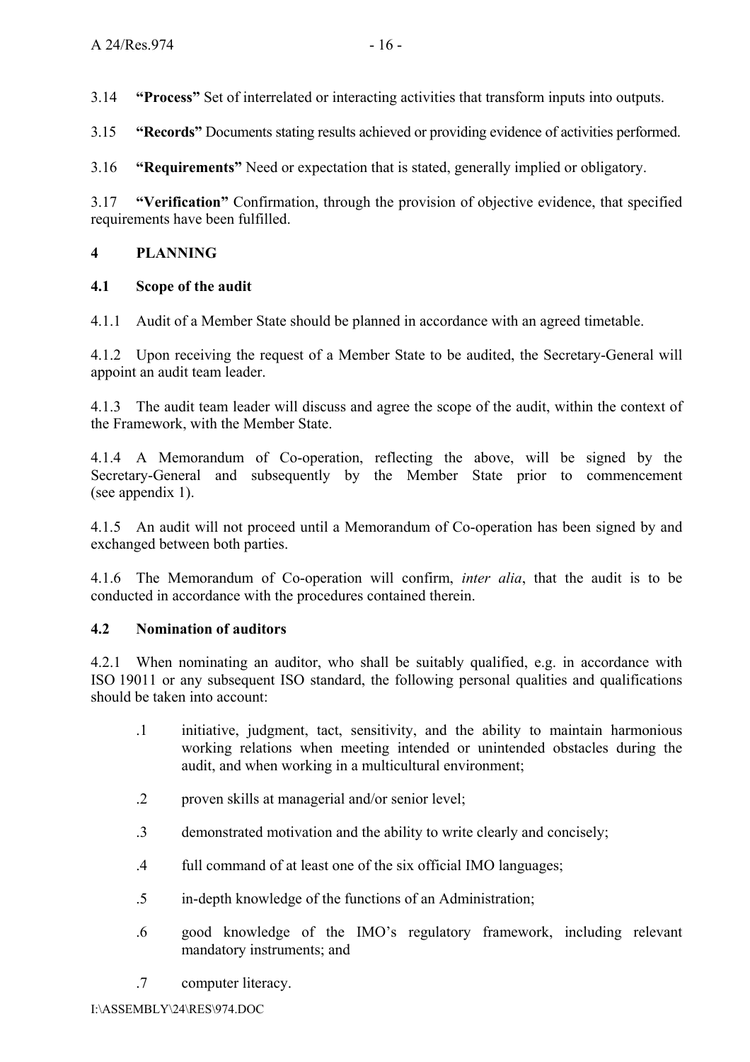3.14 **"Process"** Set of interrelated or interacting activities that transform inputs into outputs.

3.15 **"Records"** Documents stating results achieved or providing evidence of activities performed.

3.16 **"Requirements"** Need or expectation that is stated, generally implied or obligatory.

3.17 **"Verification"** Confirmation, through the provision of objective evidence, that specified requirements have been fulfilled.

## 4 PLANNING

### 4.1 Scope of the audit

4.1.1 Audit of a Member State should be planned in accordance with an agreed timetable.

4.1.2 Upon receiving the request of a Member State to be audited, the Secretary-General will appoint an audit team leader.

4.1.3 The audit team leader will discuss and agree the scope of the audit, within the context of the Framework, with the Member State.

4.1.4 A Memorandum of Co-operation, reflecting the above, will be signed by the Secretary-General and subsequently by the Member State prior to commencement (see appendix 1).

4.1.5 An audit will not proceed until a Memorandum of Co-operation has been signed by and exchanged between both parties.

4.1.6 The Memorandum of Co-operation will confirm, *inter alia*, that the audit is to be conducted in accordance with the procedures contained therein.

### 4.2 Nomination of auditors

4.2.1 When nominating an auditor, who shall be suitably qualified, e.g. in accordance with ISO 19011 or any subsequent ISO standard, the following personal qualities and qualifications should be taken into account:

- .1 initiative, judgment, tact, sensitivity, and the ability to maintain harmonious working relations when meeting intended or unintended obstacles during the audit, and when working in a multicultural environment;
- .2 proven skills at managerial and/or senior level;
- .3 demonstrated motivation and the ability to write clearly and concisely;
- .4 full command of at least one of the six official IMO languages;
- .5 in-depth knowledge of the functions of an Administration;
- .6 good knowledge of the IMO's regulatory framework, including relevant mandatory instruments; and
- .7 computer literacy.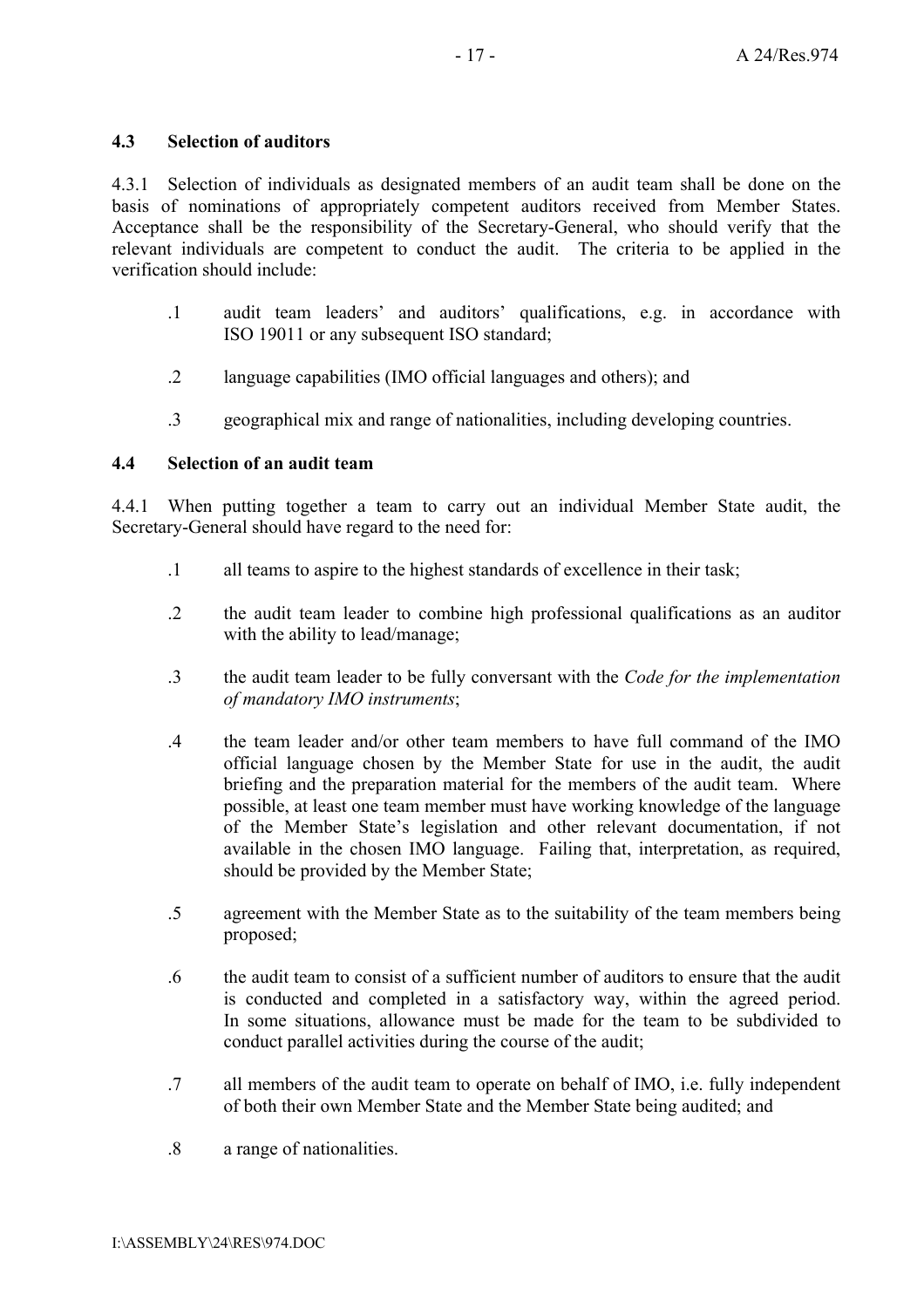### 4.3 Selection of auditors

4.3.1 Selection of individuals as designated members of an audit team shall be done on the basis of nominations of appropriately competent auditors received from Member States. Acceptance shall be the responsibility of the Secretary-General, who should verify that the relevant individuals are competent to conduct the audit. The criteria to be applied in the verification should include:

.1 audit team leaders' and auditors' qualifications, e.g. in accordance with ISO 19011 or any subsequent ISO standard;

.2 language capabilities (IMO official languages and others); and

.3 geographical mix and range of nationalities, including developing countries.

### 4.4 Selection of an audit team

4.4.1 When putting together a team to carry out an individual Member State audit, the Secretary-General should have regard to the need for:

.1 all teams to aspire to the highest standards of excellence in their task;

.2 the audit team leader to combine high professional qualifications as an auditor with the ability to lead/manage;

.3 the audit team leader to be fully conversant with the *Code for the implementation of mandatory IMO instruments*;

.4 the team leader and/or other team members to have full command of the IMO official language chosen by the Member State for use in the audit, the audit briefing and the preparation material for the members of the audit team. Where possible, at least one team member must have working knowledge of the language of the Member State's legislation and other relevant documentation, if not available in the chosen IMO language. Failing that, interpretation, as required, should be provided by the Member State;

.5 agreement with the Member State as to the suitability of the team members being proposed;

.6 the audit team to consist of a sufficient number of auditors to ensure that the audit is conducted and completed in a satisfactory way, within the agreed period. In some situations, allowance must be made for the team to be subdivided to conduct parallel activities during the course of the audit;

.7 all members of the audit team to operate on behalf of IMO, i.e. fully independent of both their own Member State and the Member State being audited; and

.8 a range of nationalities.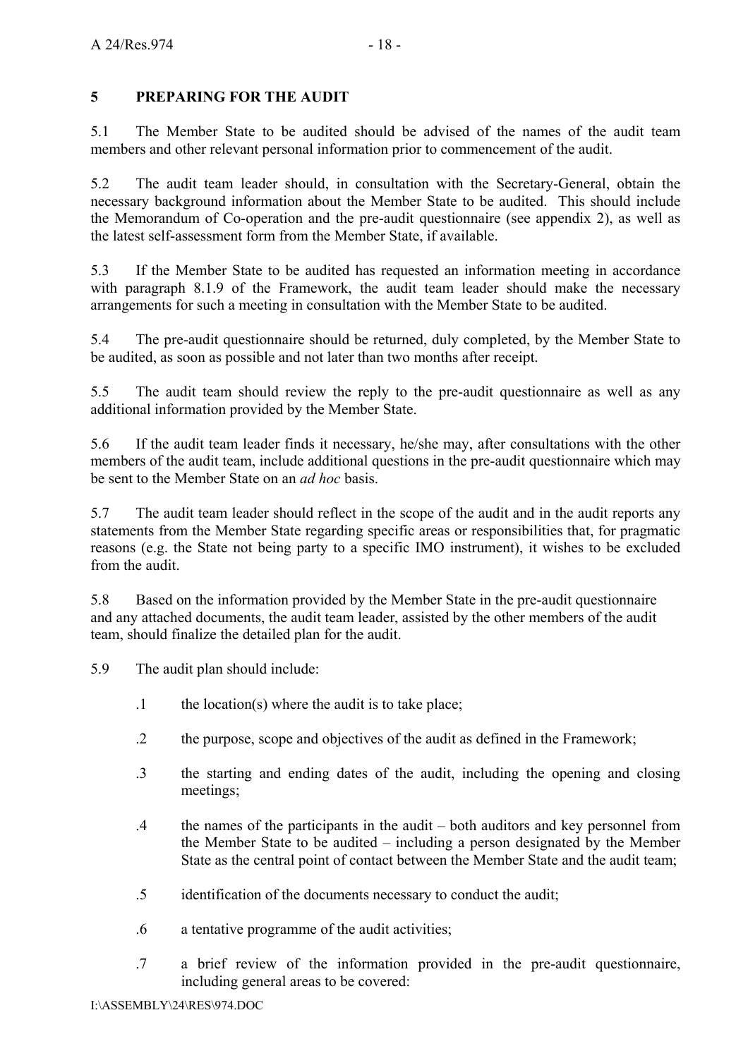## 5 PREPARING FOR THE AUDIT

5.1 The Member State to be audited should be advised of the names of the audit team members and other relevant personal information prior to commencement of the audit.

5.2 The audit team leader should, in consultation with the Secretary-General, obtain the necessary background information about the Member State to be audited. This should include the Memorandum of Co-operation and the pre-audit questionnaire (see appendix 2), as well as the latest self-assessment form from the Member State, if available.

5.3 If the Member State to be audited has requested an information meeting in accordance with paragraph 8.1.9 of the Framework, the audit team leader should make the necessary arrangements for such a meeting in consultation with the Member State to be audited.

5.4 The pre-audit questionnaire should be returned, duly completed, by the Member State to be audited, as soon as possible and not later than two months after receipt.

5.5 The audit team should review the reply to the pre-audit questionnaire as well as any additional information provided by the Member State.

5.6 If the audit team leader finds it necessary, he/she may, after consultations with the other members of the audit team, include additional questions in the pre-audit questionnaire which may be sent to the Member State on an *ad hoc* basis.

5.7 The audit team leader should reflect in the scope of the audit and in the audit reports any statements from the Member State regarding specific areas or responsibilities that, for pragmatic reasons (e.g. the State not being party to a specific IMO instrument), it wishes to be excluded from the audit.

5.8 Based on the information provided by the Member State in the pre-audit questionnaire and any attached documents, the audit team leader, assisted by the other members of the audit team, should finalize the detailed plan for the audit.

5.9 The audit plan should include:

.1 the location(s) where the audit is to take place;

.2 the purpose, scope and objectives of the audit as defined in the Framework;

.3 the starting and ending dates of the audit, including the opening and closing meetings;

.4 the names of the participants in the audit – both auditors and key personnel from the Member State to be audited – including a person designated by the Member State as the central point of contact between the Member State and the audit team;

.5 identification of the documents necessary to conduct the audit;

.6 a tentative programme of the audit activities;

.7 a brief review of the information provided in the pre-audit questionnaire, including general areas to be covered: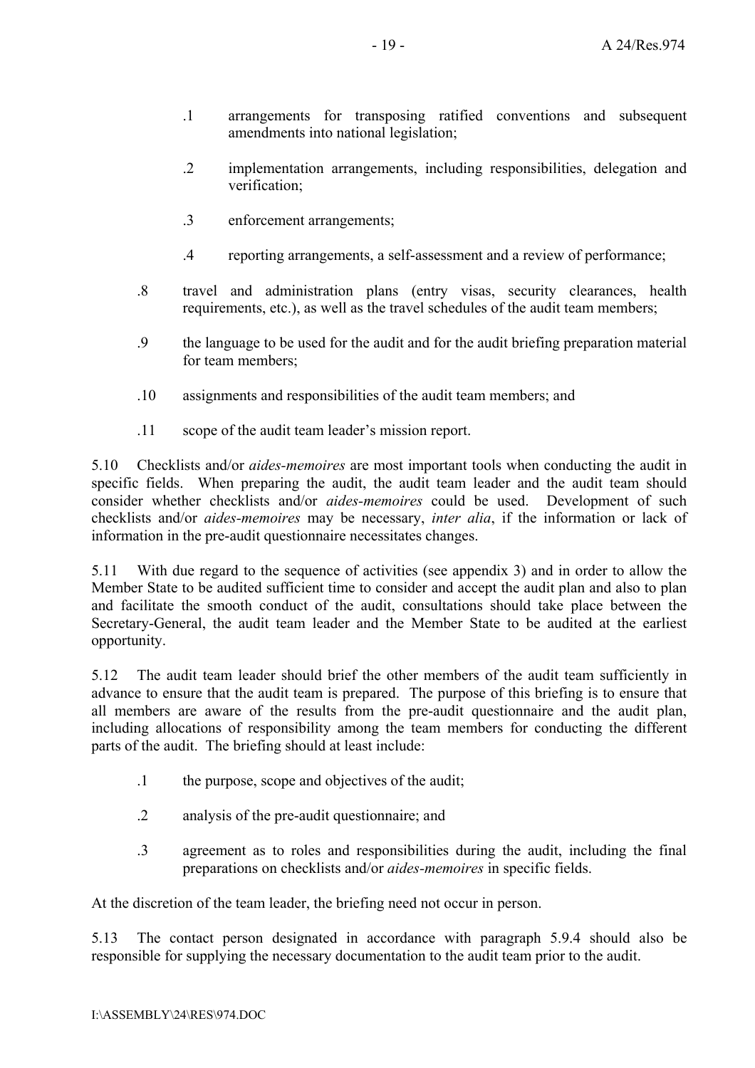- .1 arrangements for transposing ratified conventions and subsequent amendments into national legislation;
- .2 implementation arrangements, including responsibilities, delegation and verification;
- .3 enforcement arrangements;
- .4 reporting arrangements, a self-assessment and a review of performance;

.8 travel and administration plans (entry visas, security clearances, health requirements, etc.), as well as the travel schedules of the audit team members;

.9 the language to be used for the audit and for the audit briefing preparation material for team members;

.10 assignments and responsibilities of the audit team members; and

.11 scope of the audit team leader's mission report.

5.10 Checklists and/or *aides-memoires* are most important tools when conducting the audit in specific fields. When preparing the audit, the audit team leader and the audit team should consider whether checklists and/or *aides-memoires* could be used. Development of such checklists and/or *aides-memoires* may be necessary, *inter alia*, if the information or lack of information in the pre-audit questionnaire necessitates changes.

5.11 With due regard to the sequence of activities (see appendix 3) and in order to allow the Member State to be audited sufficient time to consider and accept the audit plan and also to plan and facilitate the smooth conduct of the audit, consultations should take place between the Secretary-General, the audit team leader and the Member State to be audited at the earliest opportunity.

5.12 The audit team leader should brief the other members of the audit team sufficiently in advance to ensure that the audit team is prepared. The purpose of this briefing is to ensure that all members are aware of the results from the pre-audit questionnaire and the audit plan, including allocations of responsibility among the team members for conducting the different parts of the audit. The briefing should at least include:

.1 the purpose, scope and objectives of the audit;

.2 analysis of the pre-audit questionnaire; and

.3 agreement as to roles and responsibilities during the audit, including the final preparations on checklists and/or *aides-memoires* in specific fields.

At the discretion of the team leader, the briefing need not occur in person.

5.13 The contact person designated in accordance with paragraph 5.9.4 should also be responsible for supplying the necessary documentation to the audit team prior to the audit.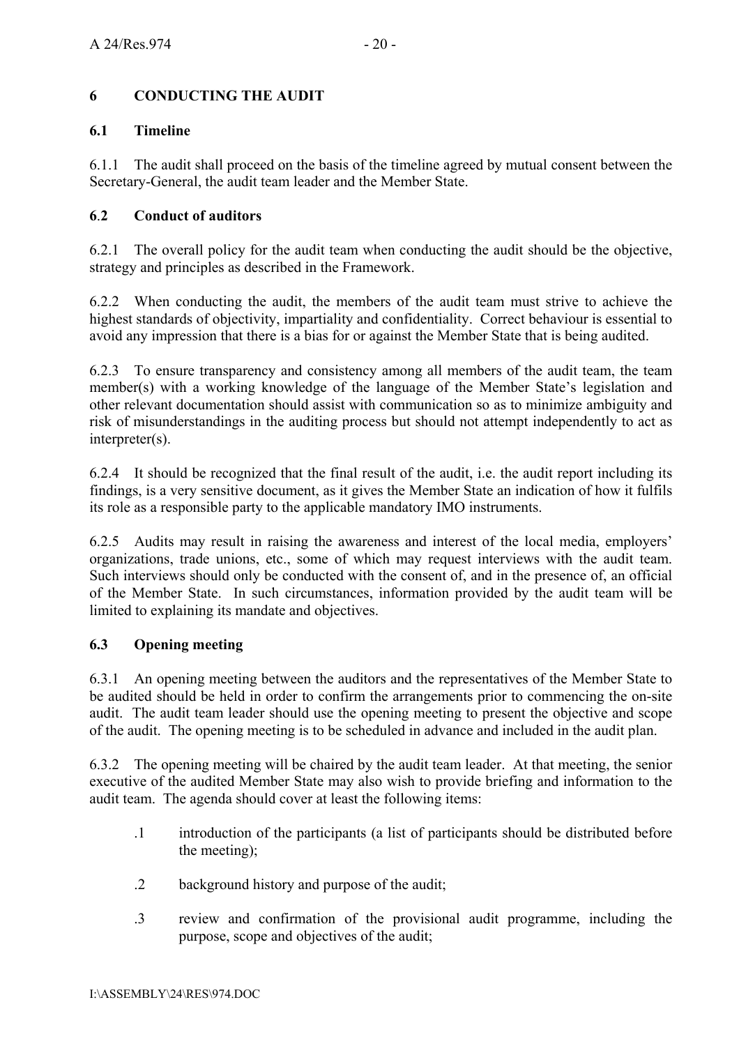## 6 CONDUCTING THE AUDIT

### 6.1 Timeline

6.1.1 The audit shall proceed on the basis of the timeline agreed by mutual consent between the Secretary-General, the audit team leader and the Member State.

### 6.2 Conduct of auditors

6.2.1 The overall policy for the audit team when conducting the audit should be the objective, strategy and principles as described in the Framework.

6.2.2 When conducting the audit, the members of the audit team must strive to achieve the highest standards of objectivity, impartiality and confidentiality. Correct behaviour is essential to avoid any impression that there is a bias for or against the Member State that is being audited.

6.2.3 To ensure transparency and consistency among all members of the audit team, the team member(s) with a working knowledge of the language of the Member State's legislation and other relevant documentation should assist with communication so as to minimize ambiguity and risk of misunderstandings in the auditing process but should not attempt independently to act as interpreter(s).

6.2.4 It should be recognized that the final result of the audit, i.e. the audit report including its findings, is a very sensitive document, as it gives the Member State an indication of how it fulfils its role as a responsible party to the applicable mandatory IMO instruments.

6.2.5 Audits may result in raising the awareness and interest of the local media, employers' organizations, trade unions, etc., some of which may request interviews with the audit team. Such interviews should only be conducted with the consent of, and in the presence of, an official of the Member State. In such circumstances, information provided by the audit team will be limited to explaining its mandate and objectives.

### 6.3 Opening meeting

6.3.1 An opening meeting between the auditors and the representatives of the Member State to be audited should be held in order to confirm the arrangements prior to commencing the on-site audit. The audit team leader should use the opening meeting to present the objective and scope of the audit. The opening meeting is to be scheduled in advance and included in the audit plan.

6.3.2 The opening meeting will be chaired by the audit team leader. At that meeting, the senior executive of the audited Member State may also wish to provide briefing and information to the audit team. The agenda should cover at least the following items:

- .1 introduction of the participants (a list of participants should be distributed before the meeting);
- .2 background history and purpose of the audit;
- .3 review and confirmation of the provisional audit programme, including the purpose, scope and objectives of the audit;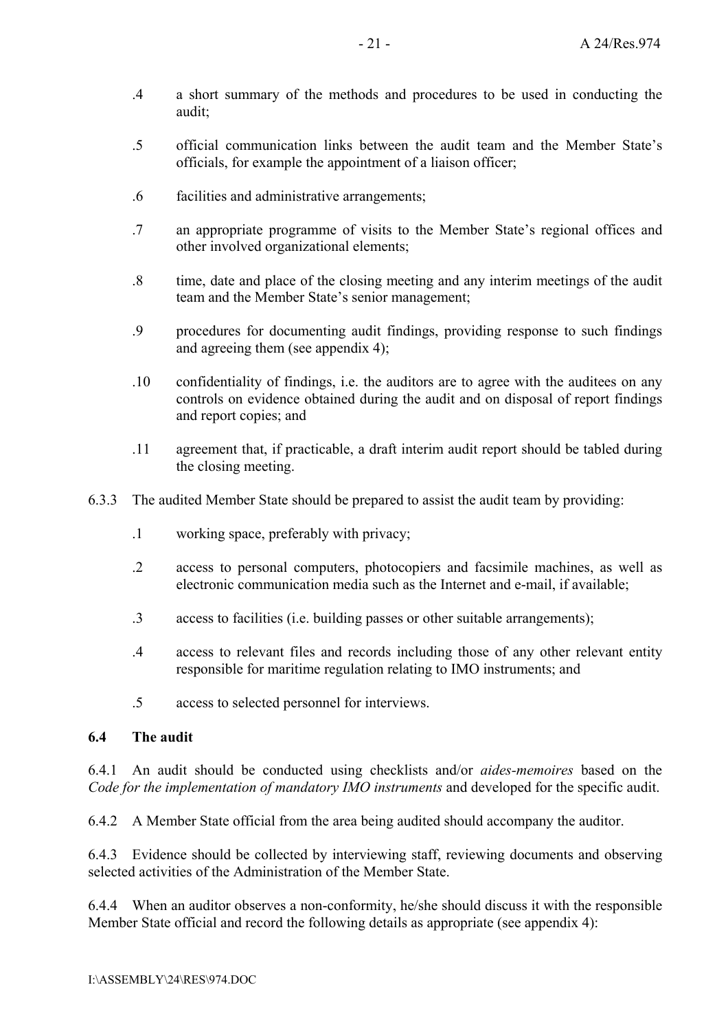.4 a short summary of the methods and procedures to be used in conducting the audit;

.5 official communication links between the audit team and the Member State's officials, for example the appointment of a liaison officer;

.6 facilities and administrative arrangements;

.7 an appropriate programme of visits to the Member State's regional offices and other involved organizational elements;

.8 time, date and place of the closing meeting and any interim meetings of the audit team and the Member State's senior management;

.9 procedures for documenting audit findings, providing response to such findings and agreeing them (see appendix 4);

.10 confidentiality of findings, i.e. the auditors are to agree with the auditees on any controls on evidence obtained during the audit and on disposal of report findings and report copies; and

.11 agreement that, if practicable, a draft interim audit report should be tabled during the closing meeting.

6.3.3 The audited Member State should be prepared to assist the audit team by providing:

.1 working space, preferably with privacy;

.2 access to personal computers, photocopiers and facsimile machines, as well as electronic communication media such as the Internet and e-mail, if available;

.3 access to facilities (i.e. building passes or other suitable arrangements);

.4 access to relevant files and records including those of any other relevant entity responsible for maritime regulation relating to IMO instruments; and

.5 access to selected personnel for interviews.

**6.4 The audit**

6.4.1 An audit should be conducted using checklists and/or *aides-memoires* based on the *Code for the implementation of mandatory IMO instruments* and developed for the specific audit.

6.4.2 A Member State official from the area being audited should accompany the auditor.

6.4.3 Evidence should be collected by interviewing staff, reviewing documents and observing selected activities of the Administration of the Member State.

6.4.4 When an auditor observes a non-conformity, he/she should discuss it with the responsible Member State official and record the following details as appropriate (see appendix 4):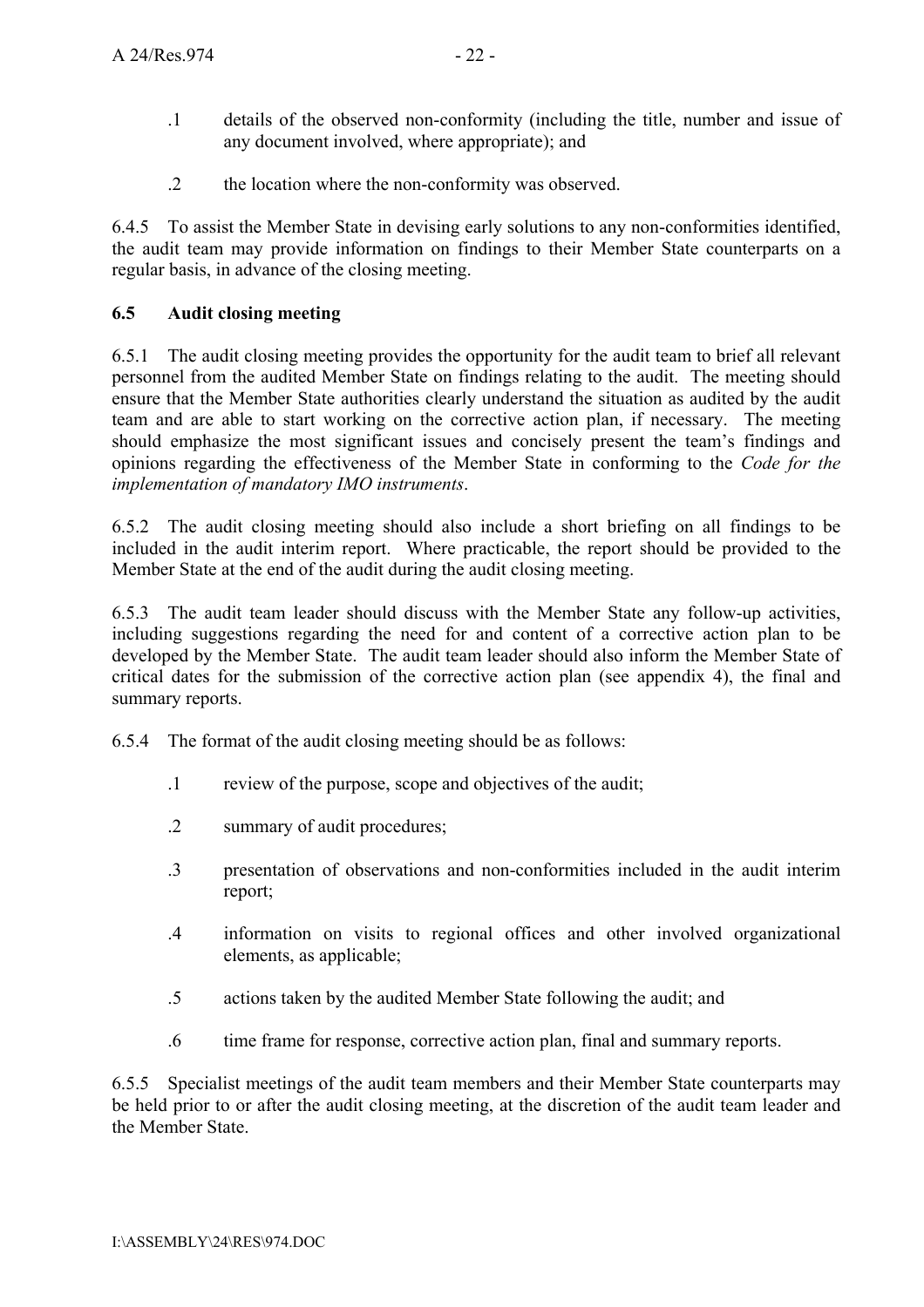.1 details of the observed non-conformity (including the title, number and issue of any document involved, where appropriate); and

.2 the location where the non-conformity was observed.

6.4.5 To assist the Member State in devising early solutions to any non-conformities identified, the audit team may provide information on findings to their Member State counterparts on a regular basis, in advance of the closing meeting.

### 6.5 Audit closing meeting

6.5.1 The audit closing meeting provides the opportunity for the audit team to brief all relevant personnel from the audited Member State on findings relating to the audit. The meeting should ensure that the Member State authorities clearly understand the situation as audited by the audit team and are able to start working on the corrective action plan, if necessary. The meeting should emphasize the most significant issues and concisely present the team's findings and opinions regarding the effectiveness of the Member State in conforming to the *Code for the implementation of mandatory IMO instruments*.

6.5.2 The audit closing meeting should also include a short briefing on all findings to be included in the audit interim report. Where practicable, the report should be provided to the Member State at the end of the audit during the audit closing meeting.

6.5.3 The audit team leader should discuss with the Member State any follow-up activities, including suggestions regarding the need for and content of a corrective action plan to be developed by the Member State. The audit team leader should also inform the Member State of critical dates for the submission of the corrective action plan (see appendix 4), the final and summary reports.

6.5.4 The format of the audit closing meeting should be as follows:

.1 review of the purpose, scope and objectives of the audit;

.2 summary of audit procedures;

.3 presentation of observations and non-conformities included in the audit interim report;

.4 information on visits to regional offices and other involved organizational elements, as applicable;

.5 actions taken by the audited Member State following the audit; and

.6 time frame for response, corrective action plan, final and summary reports.

6.5.5 Specialist meetings of the audit team members and their Member State counterparts may be held prior to or after the audit closing meeting, at the discretion of the audit team leader and the Member State.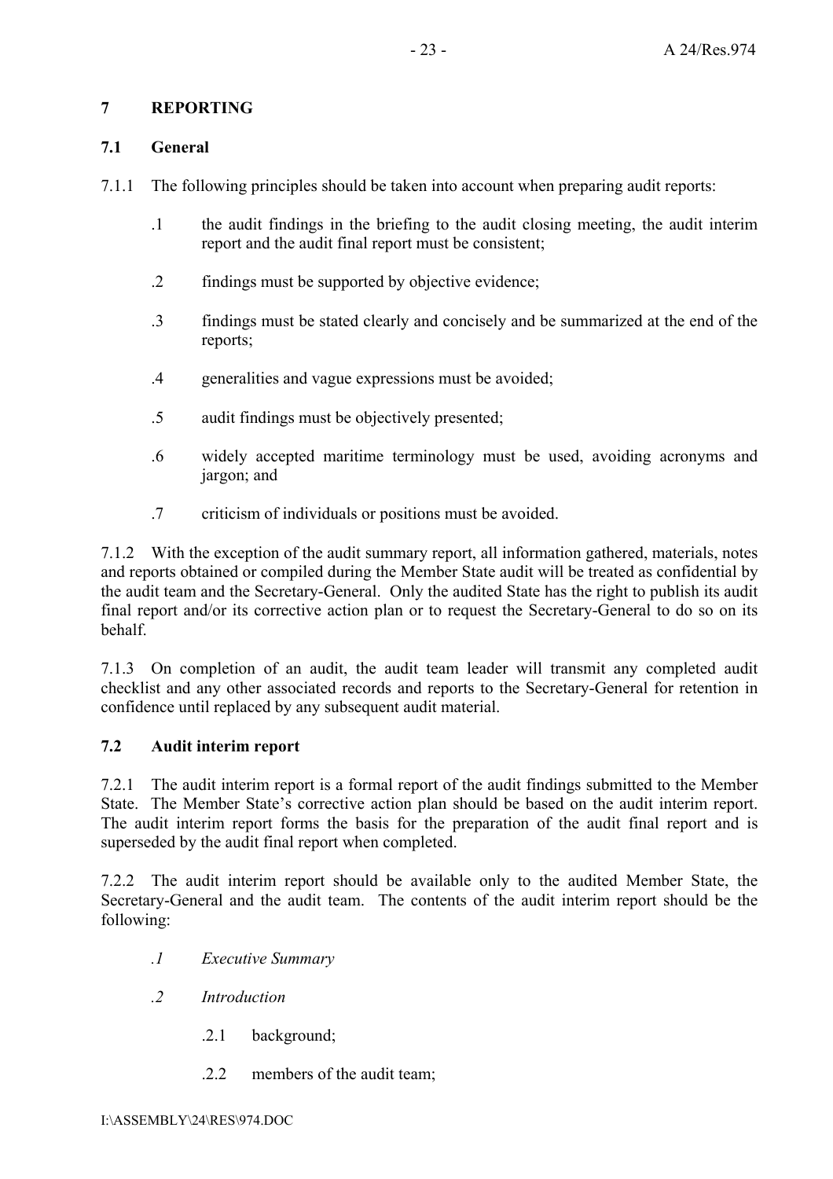## 7 REPORTING

### 7.1 General

7.1.1 The following principles should be taken into account when preparing audit reports:

- .1 the audit findings in the briefing to the audit closing meeting, the audit interim report and the audit final report must be consistent;
- .2 findings must be supported by objective evidence;
- .3 findings must be stated clearly and concisely and be summarized at the end of the reports;
- .4 generalities and vague expressions must be avoided;
- .5 audit findings must be objectively presented;
- .6 widely accepted maritime terminology must be used, avoiding acronyms and jargon; and
- .7 criticism of individuals or positions must be avoided.

7.1.2 With the exception of the audit summary report, all information gathered, materials, notes and reports obtained or compiled during the Member State audit will be treated as confidential by the audit team and the Secretary-General. Only the audited State has the right to publish its audit final report and/or its corrective action plan or to request the Secretary-General to do so on its behalf.

7.1.3 On completion of an audit, the audit team leader will transmit any completed audit checklist and any other associated records and reports to the Secretary-General for retention in confidence until replaced by any subsequent audit material.

### 7.2 Audit interim report

7.2.1 The audit interim report is a formal report of the audit findings submitted to the Member State. The Member State's corrective action plan should be based on the audit interim report. The audit interim report forms the basis for the preparation of the audit final report and is superseded by the audit final report when completed.

7.2.2 The audit interim report should be available only to the audited Member State, the Secretary-General and the audit team. The contents of the audit interim report should be the following:

- *.1 Executive Summary*
- *.2 Introduction*
  - .2.1 background;
  - .2.2 members of the audit team;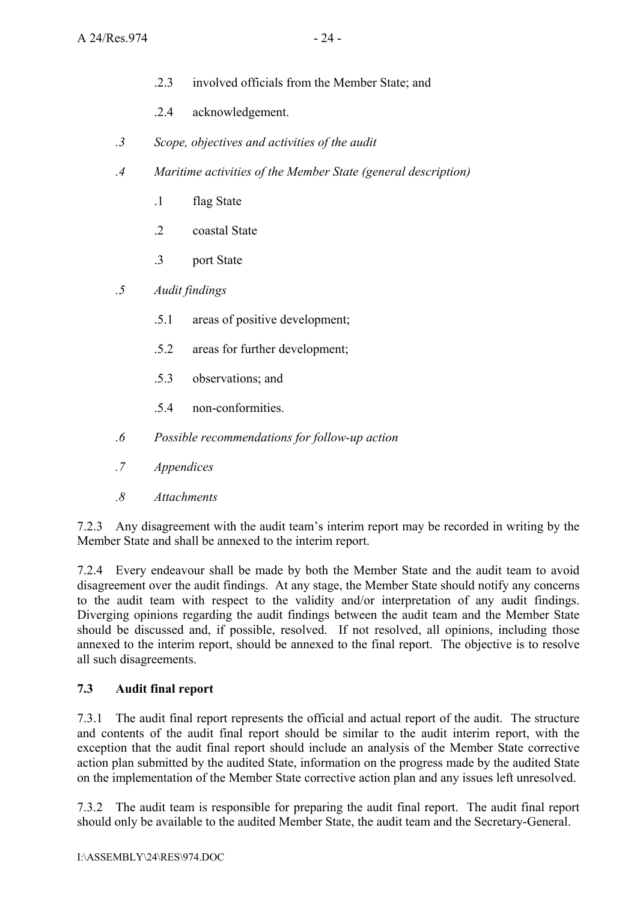.2.3 involved officials from the Member State; and

.2.4 acknowledgement.

*.3 Scope, objectives and activities of the audit*

*.4 Maritime activities of the Member State (general description)*

.1 flag State

.2 coastal State

.3 port State

*.5 Audit findings*

.5.1 areas of positive development;

.5.2 areas for further development;

.5.3 observations; and

.5.4 non-conformities.

*.6 Possible recommendations for follow-up action*

*.7 Appendices*

*.8 Attachments*

7.2.3 Any disagreement with the audit team's interim report may be recorded in writing by the Member State and shall be annexed to the interim report.

7.2.4 Every endeavour shall be made by both the Member State and the audit team to avoid disagreement over the audit findings. At any stage, the Member State should notify any concerns to the audit team with respect to the validity and/or interpretation of any audit findings. Diverging opinions regarding the audit findings between the audit team and the Member State should be discussed and, if possible, resolved. If not resolved, all opinions, including those annexed to the interim report, should be annexed to the final report. The objective is to resolve all such disagreements.

**7.3 Audit final report**

7.3.1 The audit final report represents the official and actual report of the audit. The structure and contents of the audit final report should be similar to the audit interim report, with the exception that the audit final report should include an analysis of the Member State corrective action plan submitted by the audited State, information on the progress made by the audited State on the implementation of the Member State corrective action plan and any issues left unresolved.

7.3.2 The audit team is responsible for preparing the audit final report. The audit final report should only be available to the audited Member State, the audit team and the Secretary-General.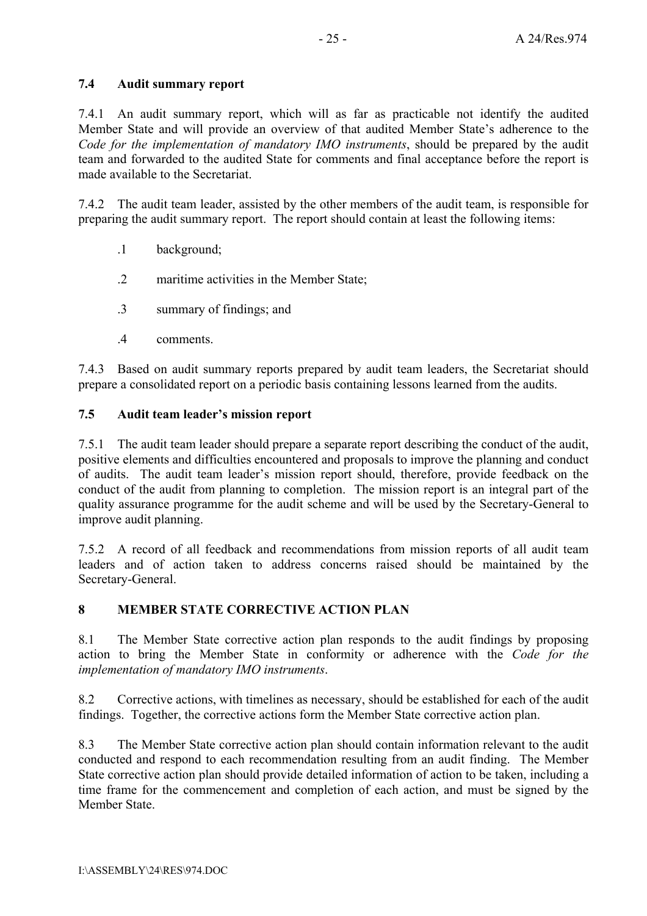### 7.4 Audit summary report

7.4.1 An audit summary report, which will as far as practicable not identify the audited Member State and will provide an overview of that audited Member State's adherence to the *Code for the implementation of mandatory IMO instruments*, should be prepared by the audit team and forwarded to the audited State for comments and final acceptance before the report is made available to the Secretariat.

7.4.2 The audit team leader, assisted by the other members of the audit team, is responsible for preparing the audit summary report. The report should contain at least the following items:

- .1 background;
- .2 maritime activities in the Member State;
- .3 summary of findings; and
- .4 comments.

7.4.3 Based on audit summary reports prepared by audit team leaders, the Secretariat should prepare a consolidated report on a periodic basis containing lessons learned from the audits.

### 7.5 Audit team leader's mission report

7.5.1 The audit team leader should prepare a separate report describing the conduct of the audit, positive elements and difficulties encountered and proposals to improve the planning and conduct of audits. The audit team leader's mission report should, therefore, provide feedback on the conduct of the audit from planning to completion. The mission report is an integral part of the quality assurance programme for the audit scheme and will be used by the Secretary-General to improve audit planning.

7.5.2 A record of all feedback and recommendations from mission reports of all audit team leaders and of action taken to address concerns raised should be maintained by the Secretary-General.

## 8 MEMBER STATE CORRECTIVE ACTION PLAN

8.1 The Member State corrective action plan responds to the audit findings by proposing action to bring the Member State in conformity or adherence with the *Code for the implementation of mandatory IMO instruments*.

8.2 Corrective actions, with timelines as necessary, should be established for each of the audit findings. Together, the corrective actions form the Member State corrective action plan.

8.3 The Member State corrective action plan should contain information relevant to the audit conducted and respond to each recommendation resulting from an audit finding. The Member State corrective action plan should provide detailed information of action to be taken, including a time frame for the commencement and completion of each action, and must be signed by the Member State.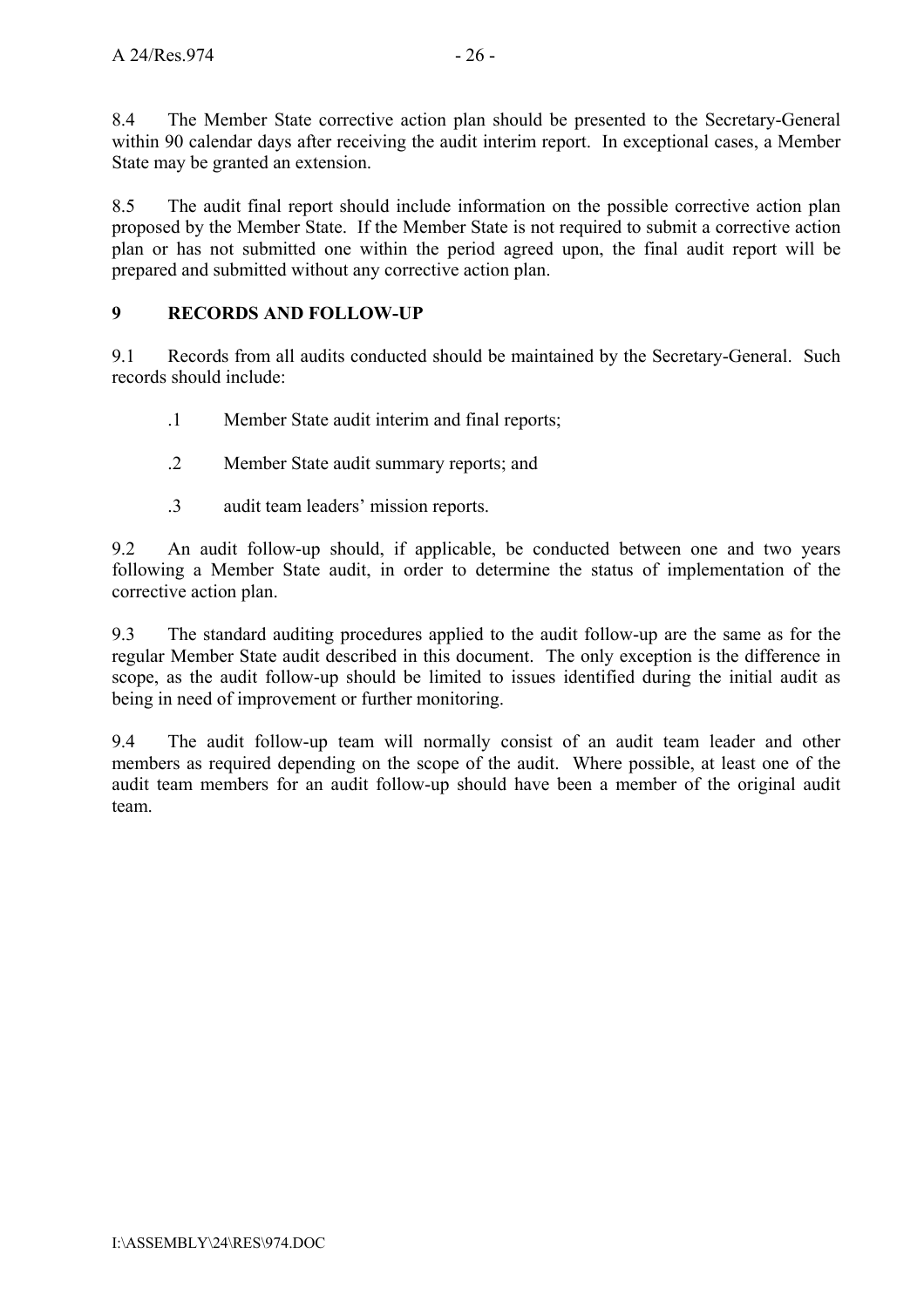8.4 The Member State corrective action plan should be presented to the Secretary-General within 90 calendar days after receiving the audit interim report. In exceptional cases, a Member State may be granted an extension.

8.5 The audit final report should include information on the possible corrective action plan proposed by the Member State. If the Member State is not required to submit a corrective action plan or has not submitted one within the period agreed upon, the final audit report will be prepared and submitted without any corrective action plan.

## 9 RECORDS AND FOLLOW-UP

9.1 Records from all audits conducted should be maintained by the Secretary-General. Such records should include:

.1 Member State audit interim and final reports;

.2 Member State audit summary reports; and

.3 audit team leaders' mission reports.

9.2 An audit follow-up should, if applicable, be conducted between one and two years following a Member State audit, in order to determine the status of implementation of the corrective action plan.

9.3 The standard auditing procedures applied to the audit follow-up are the same as for the regular Member State audit described in this document. The only exception is the difference in scope, as the audit follow-up should be limited to issues identified during the initial audit as being in need of improvement or further monitoring.

9.4 The audit follow-up team will normally consist of an audit team leader and other members as required depending on the scope of the audit. Where possible, at least one of the audit team members for an audit follow-up should have been a member of the original audit team.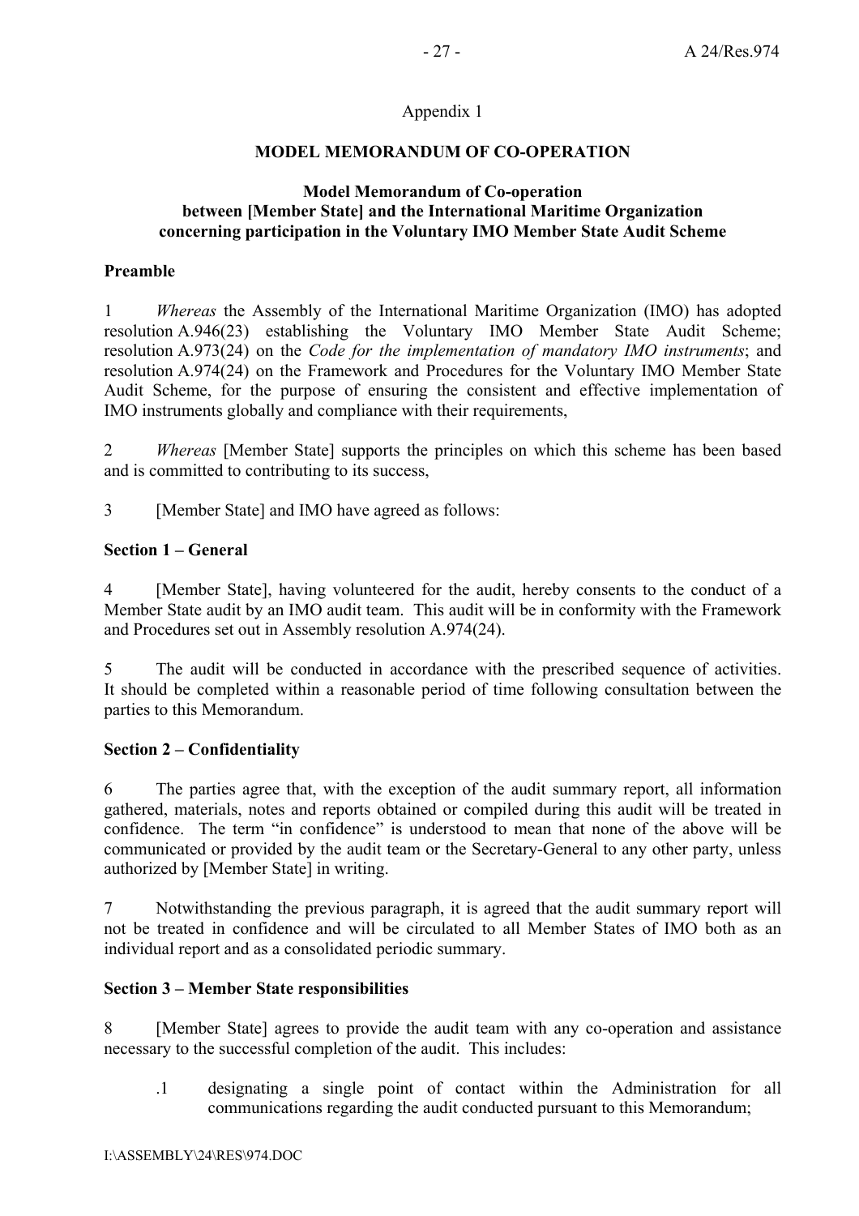Appendix 1

## MODEL MEMORANDUM OF CO-OPERATION

### Model Memorandum of Co-operation between [Member State] and the International Maritime Organization concerning participation in the Voluntary IMO Member State Audit Scheme

**Preamble**

1 *Whereas* the Assembly of the International Maritime Organization (IMO) has adopted resolution A.946(23) establishing the Voluntary IMO Member State Audit Scheme; resolution A.973(24) on the *Code for the implementation of mandatory IMO instruments*; and resolution A.974(24) on the Framework and Procedures for the Voluntary IMO Member State Audit Scheme, for the purpose of ensuring the consistent and effective implementation of IMO instruments globally and compliance with their requirements,

2 *Whereas* [Member State] supports the principles on which this scheme has been based and is committed to contributing to its success,

3 [Member State] and IMO have agreed as follows:

**Section 1 – General**

4 [Member State], having volunteered for the audit, hereby consents to the conduct of a Member State audit by an IMO audit team. This audit will be in conformity with the Framework and Procedures set out in Assembly resolution A.974(24).

5 The audit will be conducted in accordance with the prescribed sequence of activities. It should be completed within a reasonable period of time following consultation between the parties to this Memorandum.

**Section 2 – Confidentiality**

6 The parties agree that, with the exception of the audit summary report, all information gathered, materials, notes and reports obtained or compiled during this audit will be treated in confidence. The term "in confidence" is understood to mean that none of the above will be communicated or provided by the audit team or the Secretary-General to any other party, unless authorized by [Member State] in writing.

7 Notwithstanding the previous paragraph, it is agreed that the audit summary report will not be treated in confidence and will be circulated to all Member States of IMO both as an individual report and as a consolidated periodic summary.

**Section 3 – Member State responsibilities**

8 [Member State] agrees to provide the audit team with any co-operation and assistance necessary to the successful completion of the audit. This includes:

.1 designating a single point of contact within the Administration for all communications regarding the audit conducted pursuant to this Memorandum;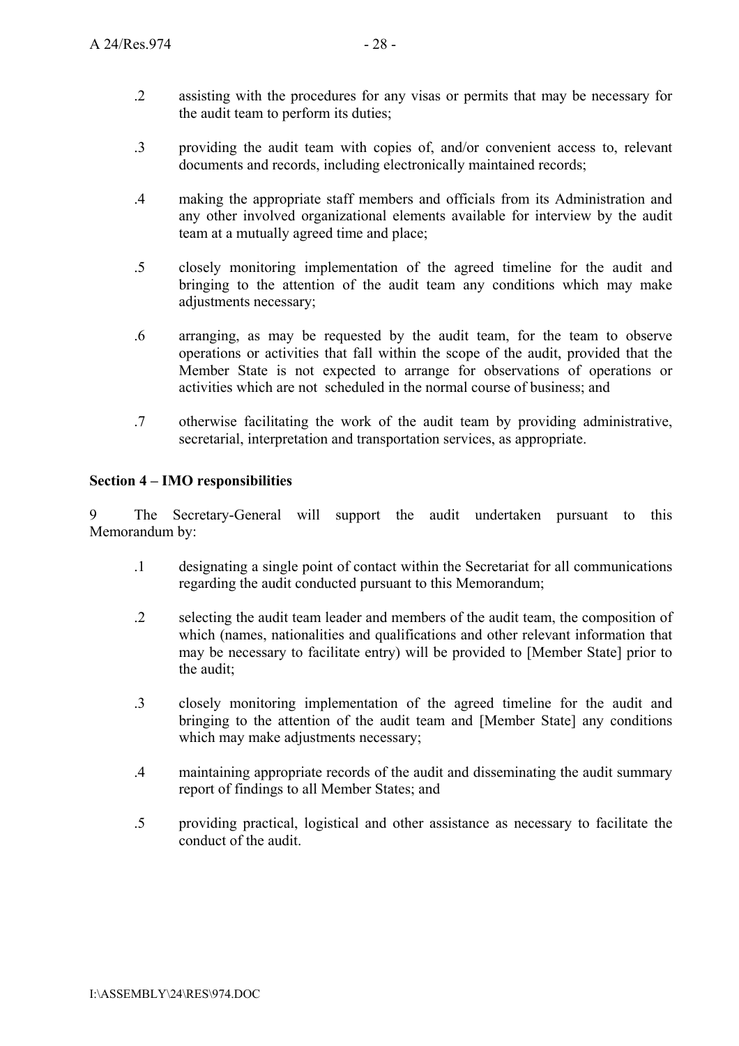.2 assisting with the procedures for any visas or permits that may be necessary for the audit team to perform its duties;

.3 providing the audit team with copies of, and/or convenient access to, relevant documents and records, including electronically maintained records;

.4 making the appropriate staff members and officials from its Administration and any other involved organizational elements available for interview by the audit team at a mutually agreed time and place;

.5 closely monitoring implementation of the agreed timeline for the audit and bringing to the attention of the audit team any conditions which may make adjustments necessary;

.6 arranging, as may be requested by the audit team, for the team to observe operations or activities that fall within the scope of the audit, provided that the Member State is not expected to arrange for observations of operations or activities which are not scheduled in the normal course of business; and

.7 otherwise facilitating the work of the audit team by providing administrative, secretarial, interpretation and transportation services, as appropriate.

**Section 4 – IMO responsibilities**

9 The Secretary-General will support the audit undertaken pursuant to this Memorandum by:

.1 designating a single point of contact within the Secretariat for all communications regarding the audit conducted pursuant to this Memorandum;

.2 selecting the audit team leader and members of the audit team, the composition of which (names, nationalities and qualifications and other relevant information that may be necessary to facilitate entry) will be provided to [Member State] prior to the audit;

.3 closely monitoring implementation of the agreed timeline for the audit and bringing to the attention of the audit team and [Member State] any conditions which may make adjustments necessary;

.4 maintaining appropriate records of the audit and disseminating the audit summary report of findings to all Member States; and

.5 providing practical, logistical and other assistance as necessary to facilitate the conduct of the audit.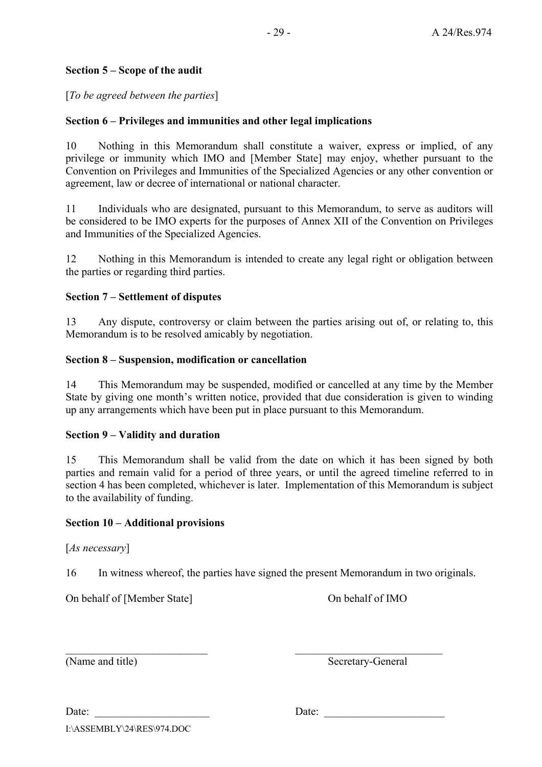**Section 5 – Scope of the audit**

[*To be agreed between the parties*]

**Section 6 – Privileges and immunities and other legal implications**

10 Nothing in this Memorandum shall constitute a waiver, express or implied, of any privilege or immunity which IMO and [Member State] may enjoy, whether pursuant to the Convention on Privileges and Immunities of the Specialized Agencies or any other convention or agreement, law or decree of international or national character.

11 Individuals who are designated, pursuant to this Memorandum, to serve as auditors will be considered to be IMO experts for the purposes of Annex XII of the Convention on Privileges and Immunities of the Specialized Agencies.

12 Nothing in this Memorandum is intended to create any legal right or obligation between the parties or regarding third parties.

**Section 7 – Settlement of disputes**

13 Any dispute, controversy or claim between the parties arising out of, or relating to, this Memorandum is to be resolved amicably by negotiation.

**Section 8 – Suspension, modification or cancellation**

14 This Memorandum may be suspended, modified or cancelled at any time by the Member State by giving one month's written notice, provided that due consideration is given to winding up any arrangements which have been put in place pursuant to this Memorandum.

**Section 9 – Validity and duration**

15 This Memorandum shall be valid from the date on which it has been signed by both parties and remain valid for a period of three years, or until the agreed timeline referred to in section 4 has been completed, whichever is later. Implementation of this Memorandum is subject to the availability of funding.

**Section 10 – Additional provisions**

[*As necessary*]

16 In witness whereof, the parties have signed the present Memorandum in two originals.

On behalf of [Member State] On behalf of IMO

\_\_\_\_\_\_\_\_\_\_\_\_\_\_\_\_\_\_\_\_\_\_\_\_\_\_ \_\_\_\_\_\_\_\_\_\_\_\_\_\_\_\_\_\_\_\_\_\_\_\_\_\_\_

(Name and title) Secretary-General

Date: \_\_\_\_\_\_\_\_\_\_\_\_\_\_\_\_\_\_\_\_\_ Date: \_\_\_\_\_\_\_\_\_\_\_\_\_\_\_\_\_\_\_\_\_\_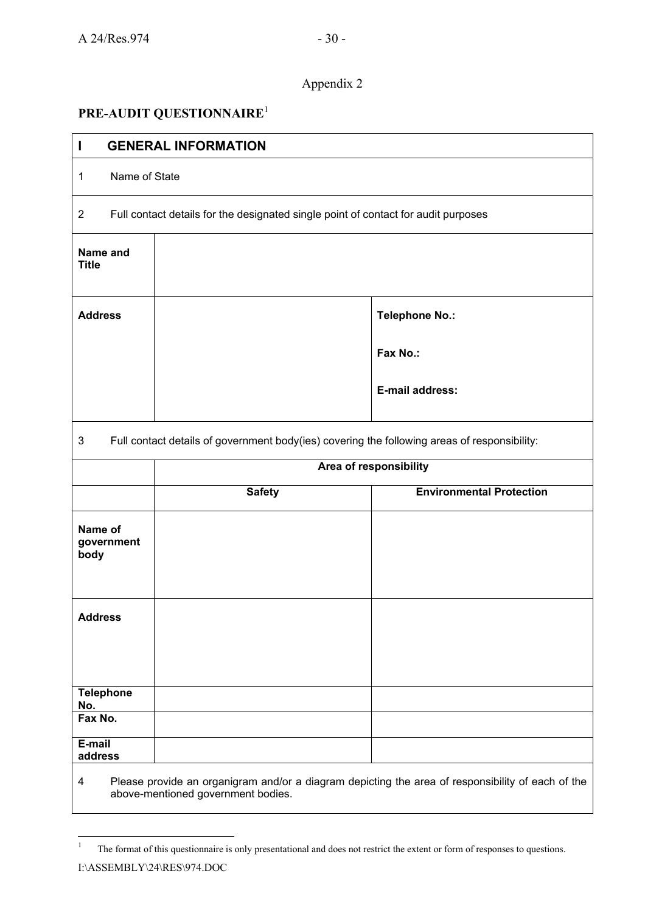Appendix 2

## PRE-AUDIT QUESTIONNAIRE[1]

| **I GENERAL INFORMATION** | | |
|---|---|---|
| 1 Name of State | | |
| 2 Full contact details for the designated single point of contact for audit purposes | | |
| **Name and Title** | | |
| **Address** | | **Telephone No.:**<br><br>**Fax No.:**<br><br>**E-mail address:** |
| 3 Full contact details of government body(ies) covering the following areas of responsibility: | | |
| | **Area of responsibility** | |
| | **Safety** | **Environmental Protection** |
| **Name of government body** | | |
| **Address** | | |
| **Telephone No.** | | |
| **Fax No.** | | |
| **E-mail address** | | |
| 4 Please provide an organigram and/or a diagram depicting the area of responsibility of each of the above-mentioned government bodies. | | |

[1] The format of this questionnaire is only presentational and does not restrict the extent or form of responses to questions.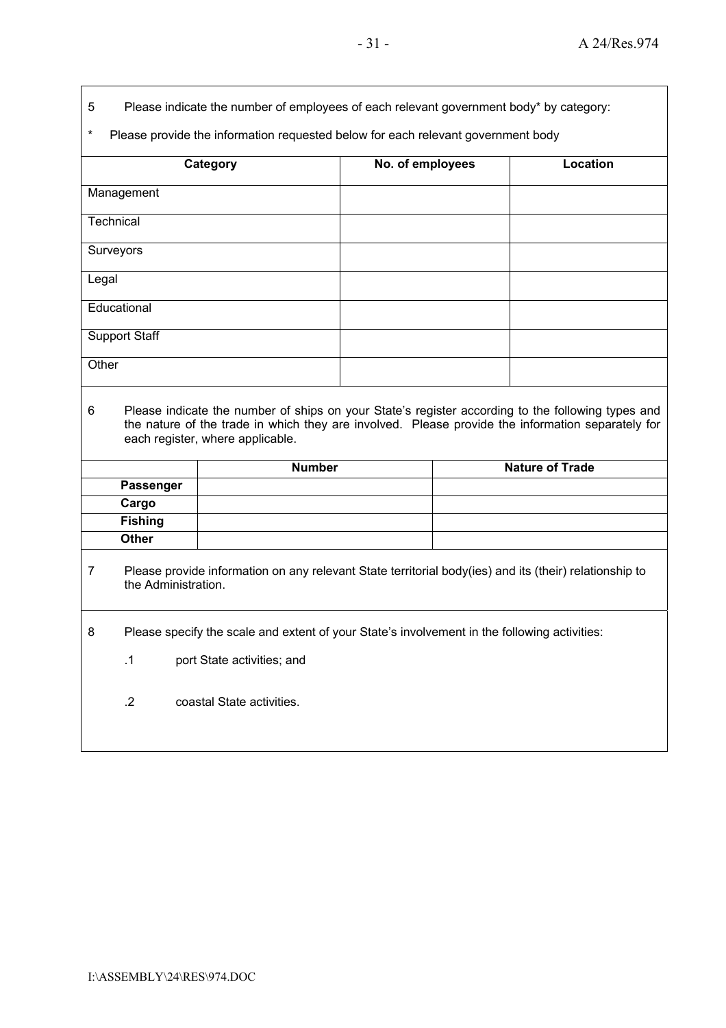5 Please indicate the number of employees of each relevant government body* by category:

* Please provide the information requested below for each relevant government body

| Category | No. of employees | Location |
|---|---|---|
| Management | | |
| Technical | | |
| Surveyors | | |
| Legal | | |
| Educational | | |
| Support Staff | | |
| Other | | |

6 Please indicate the number of ships on your State's register according to the following types and the nature of the trade in which they are involved. Please provide the information separately for each register, where applicable.

| | Number | Nature of Trade |
|---|---|---|
| **Passenger** | | |
| **Cargo** | | |
| **Fishing** | | |
| **Other** | | |

7 Please provide information on any relevant State territorial body(ies) and its (their) relationship to the Administration.

8 Please specify the scale and extent of your State's involvement in the following activities:

.1 port State activities; and

.2 coastal State activities.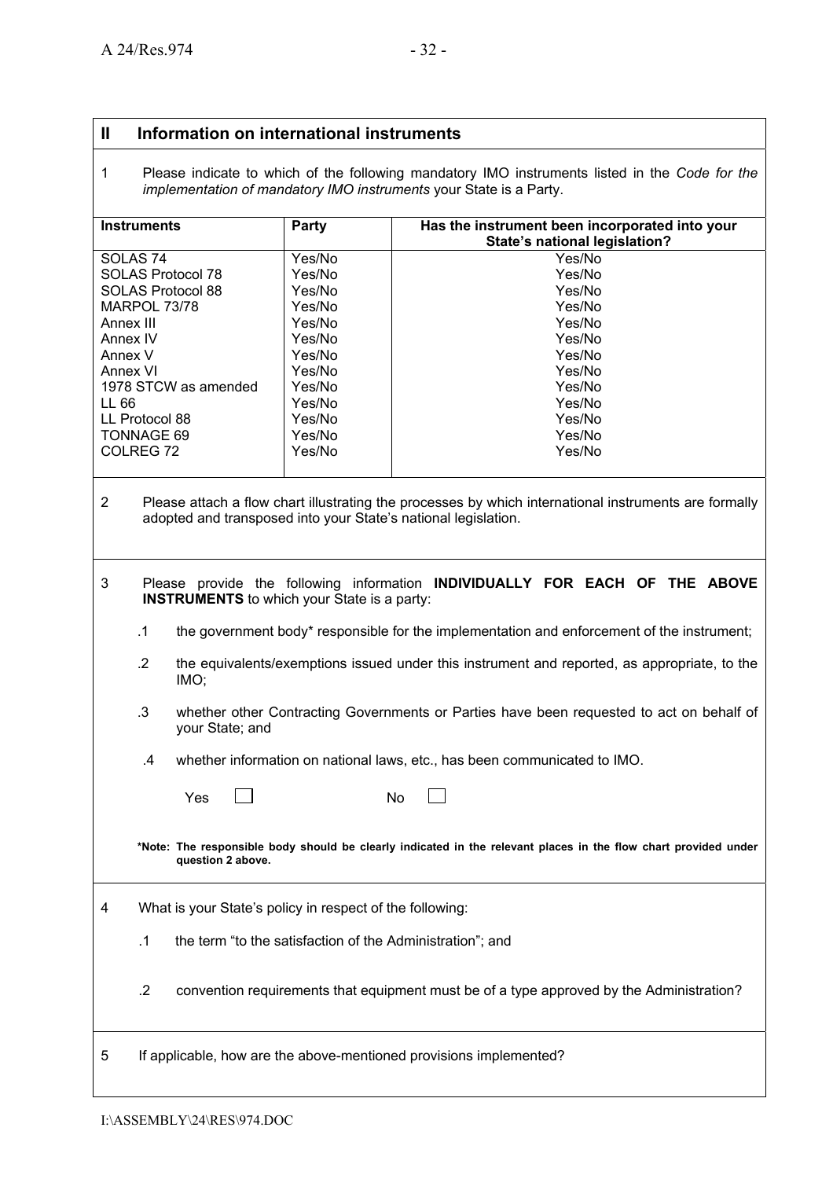## II Information on international instruments

1 Please indicate to which of the following mandatory IMO instruments listed in the *Code for the implementation of mandatory IMO instruments* your State is a Party.

| Instruments | Party | Has the instrument been incorporated into your State's national legislation? |
|---|---|---|
| SOLAS 74 | Yes/No | Yes/No |
| SOLAS Protocol 78 | Yes/No | Yes/No |
| SOLAS Protocol 88 | Yes/No | Yes/No |
| MARPOL 73/78 | Yes/No | Yes/No |
| Annex III | Yes/No | Yes/No |
| Annex IV | Yes/No | Yes/No |
| Annex V | Yes/No | Yes/No |
| Annex VI | Yes/No | Yes/No |
| 1978 STCW as amended | Yes/No | Yes/No |
| LL 66 | Yes/No | Yes/No |
| LL Protocol 88 | Yes/No | Yes/No |
| TONNAGE 69 | Yes/No | Yes/No |
| COLREG 72 | Yes/No | Yes/No |

2 Please attach a flow chart illustrating the processes by which international instruments are formally adopted and transposed into your State's national legislation.

3 Please provide the following information **INDIVIDUALLY FOR EACH OF THE ABOVE INSTRUMENTS** to which your State is a party:

.1 the government body* responsible for the implementation and enforcement of the instrument;

.2 the equivalents/exemptions issued under this instrument and reported, as appropriate, to the IMO;

.3 whether other Contracting Governments or Parties have been requested to act on behalf of your State; and

.4 whether information on national laws, etc., has been communicated to IMO.

Yes ☐ No ☐

***Note: The responsible body should be clearly indicated in the relevant places in the flow chart provided under question 2 above.**

4 What is your State's policy in respect of the following:

.1 the term "to the satisfaction of the Administration"; and

.2 convention requirements that equipment must be of a type approved by the Administration?

5 If applicable, how are the above-mentioned provisions implemented?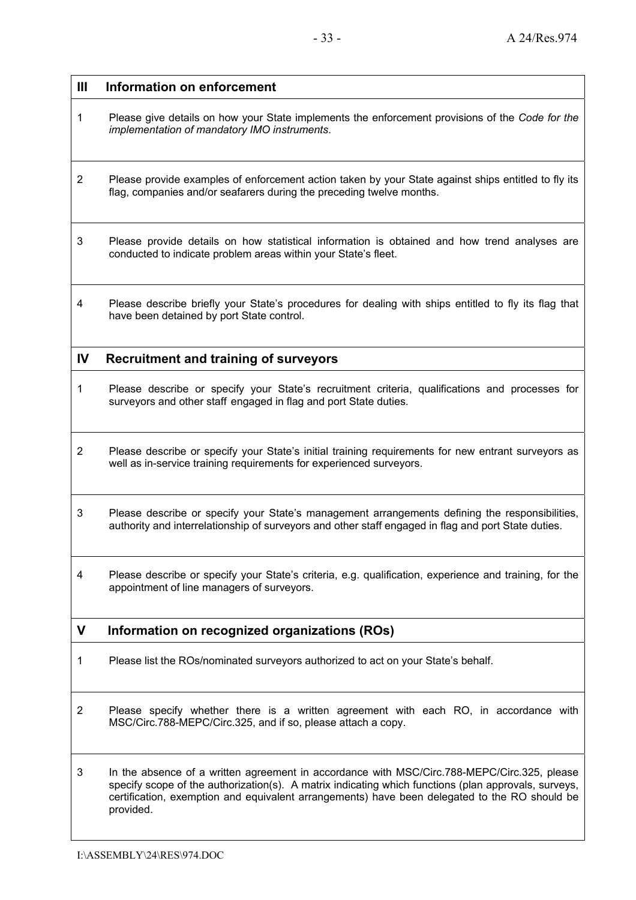| III | Information on enforcement |
|---|---|
| 1 | Please give details on how your State implements the enforcement provisions of the *Code for the implementation of mandatory IMO instruments*. |
| 2 | Please provide examples of enforcement action taken by your State against ships entitled to fly its flag, companies and/or seafarers during the preceding twelve months. |
| 3 | Please provide details on how statistical information is obtained and how trend analyses are conducted to indicate problem areas within your State's fleet. |
| 4 | Please describe briefly your State's procedures for dealing with ships entitled to fly its flag that have been detained by port State control. |
| **IV** | **Recruitment and training of surveyors** |
| 1 | Please describe or specify your State's recruitment criteria, qualifications and processes for surveyors and other staff engaged in flag and port State duties. |
| 2 | Please describe or specify your State's initial training requirements for new entrant surveyors as well as in-service training requirements for experienced surveyors. |
| 3 | Please describe or specify your State's management arrangements defining the responsibilities, authority and interrelationship of surveyors and other staff engaged in flag and port State duties. |
| 4 | Please describe or specify your State's criteria, e.g. qualification, experience and training, for the appointment of line managers of surveyors. |
| **V** | **Information on recognized organizations (ROs)** |
| 1 | Please list the ROs/nominated surveyors authorized to act on your State's behalf. |
| 2 | Please specify whether there is a written agreement with each RO, in accordance with MSC/Circ.788-MEPC/Circ.325, and if so, please attach a copy. |
| 3 | In the absence of a written agreement in accordance with MSC/Circ.788-MEPC/Circ.325, please specify scope of the authorization(s). A matrix indicating which functions (plan approvals, surveys, certification, exemption and equivalent arrangements) have been delegated to the RO should be provided. |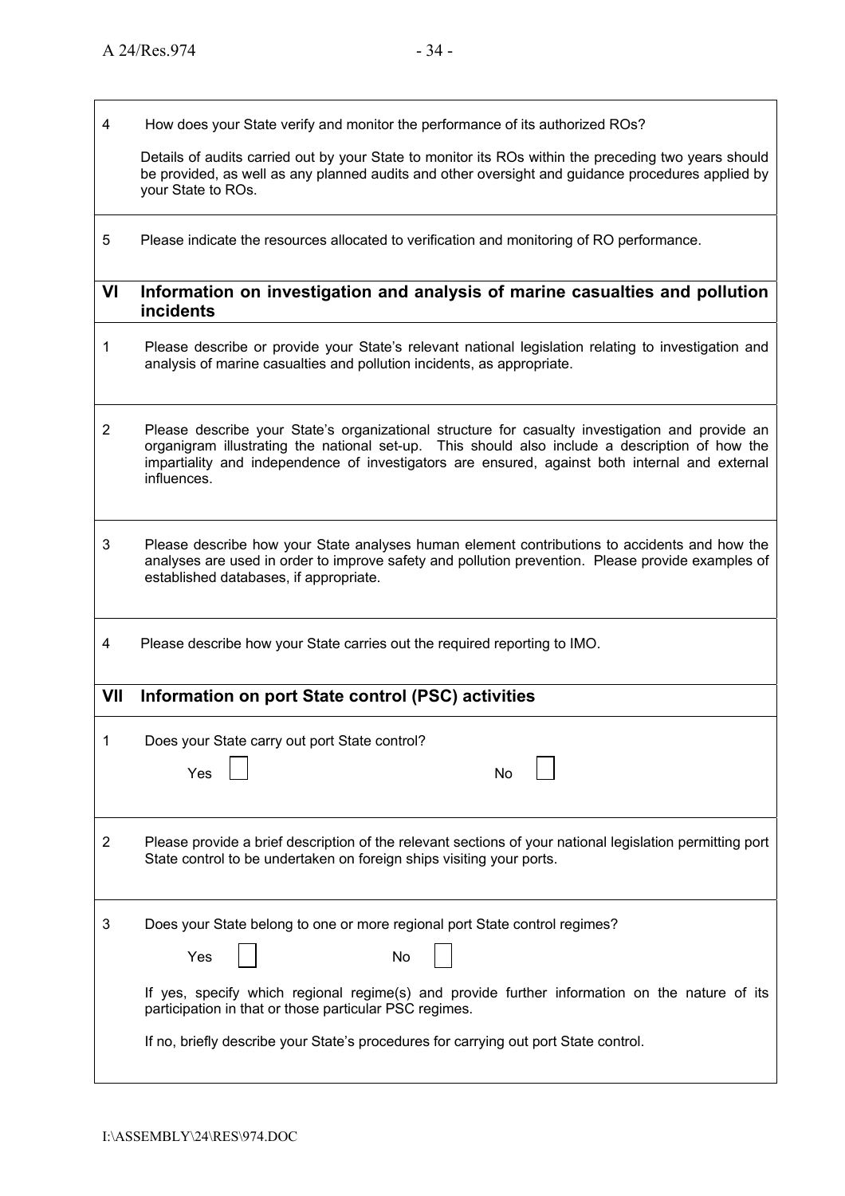4 How does your State verify and monitor the performance of its authorized ROs?

Details of audits carried out by your State to monitor its ROs within the preceding two years should be provided, as well as any planned audits and other oversight and guidance procedures applied by your State to ROs.

5 Please indicate the resources allocated to verification and monitoring of RO performance.

## VI Information on investigation and analysis of marine casualties and pollution incidents

1 Please describe or provide your State's relevant national legislation relating to investigation and analysis of marine casualties and pollution incidents, as appropriate.

2 Please describe your State's organizational structure for casualty investigation and provide an organigram illustrating the national set-up. This should also include a description of how the impartiality and independence of investigators are ensured, against both internal and external influences.

3 Please describe how your State analyses human element contributions to accidents and how the analyses are used in order to improve safety and pollution prevention. Please provide examples of established databases, if appropriate.

4 Please describe how your State carries out the required reporting to IMO.

## VII Information on port State control (PSC) activities

1 Does your State carry out port State control?

Yes ☐ No ☐

2 Please provide a brief description of the relevant sections of your national legislation permitting port State control to be undertaken on foreign ships visiting your ports.

3 Does your State belong to one or more regional port State control regimes?

Yes ☐ No ☐

If yes, specify which regional regime(s) and provide further information on the nature of its participation in that or those particular PSC regimes.

If no, briefly describe your State's procedures for carrying out port State control.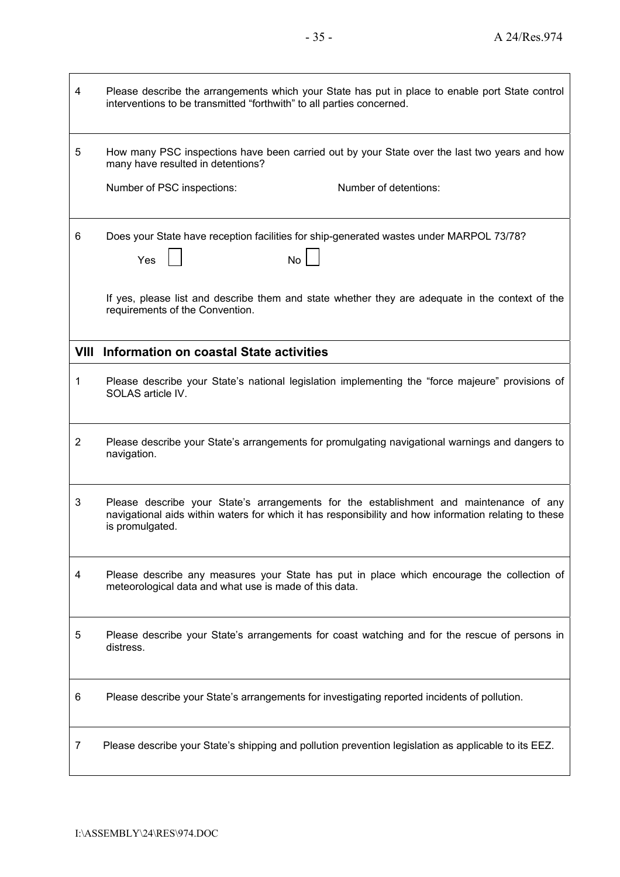| | |
|---|---|
| 4 | Please describe the arrangements which your State has put in place to enable port State control interventions to be transmitted "forthwith" to all parties concerned. |
| 5 | How many PSC inspections have been carried out by your State over the last two years and how many have resulted in detentions?<br><br>Number of PSC inspections: Number of detentions: |
| 6 | Does your State have reception facilities for ship-generated wastes under MARPOL 73/78?<br><br>Yes ☐ No ☐<br><br>If yes, please list and describe them and state whether they are adequate in the context of the requirements of the Convention. |
| **VIII** | **Information on coastal State activities** |
| 1 | Please describe your State's national legislation implementing the "force majeure" provisions of SOLAS article IV. |
| 2 | Please describe your State's arrangements for promulgating navigational warnings and dangers to navigation. |
| 3 | Please describe your State's arrangements for the establishment and maintenance of any navigational aids within waters for which it has responsibility and how information relating to these is promulgated. |
| 4 | Please describe any measures your State has put in place which encourage the collection of meteorological data and what use is made of this data. |
| 5 | Please describe your State's arrangements for coast watching and for the rescue of persons in distress. |
| 6 | Please describe your State's arrangements for investigating reported incidents of pollution. |
| 7 | Please describe your State's shipping and pollution prevention legislation as applicable to its EEZ. |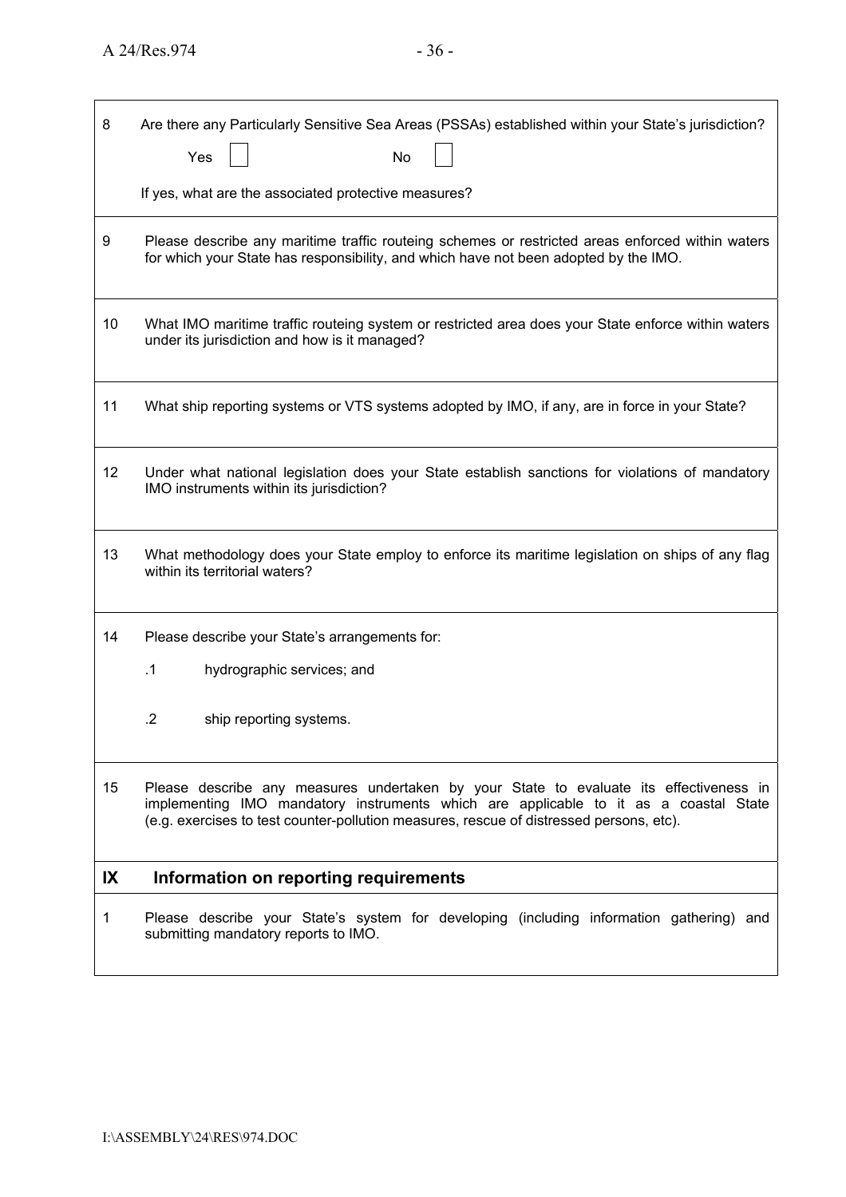| | |
|---|---|
| 8 | Are there any Particularly Sensitive Sea Areas (PSSAs) established within your State's jurisdiction?<br><br>Yes ☐ No ☐<br><br>If yes, what are the associated protective measures? |
| 9 | Please describe any maritime traffic routeing schemes or restricted areas enforced within waters for which your State has responsibility, and which have not been adopted by the IMO. |
| 10 | What IMO maritime traffic routeing system or restricted area does your State enforce within waters under its jurisdiction and how is it managed? |
| 11 | What ship reporting systems or VTS systems adopted by IMO, if any, are in force in your State? |
| 12 | Under what national legislation does your State establish sanctions for violations of mandatory IMO instruments within its jurisdiction? |
| 13 | What methodology does your State employ to enforce its maritime legislation on ships of any flag within its territorial waters? |
| 14 | Please describe your State's arrangements for:<br><br>.1 hydrographic services; and<br><br>.2 ship reporting systems. |
| 15 | Please describe any measures undertaken by your State to evaluate its effectiveness in implementing IMO mandatory instruments which are applicable to it as a coastal State (e.g. exercises to test counter-pollution measures, rescue of distressed persons, etc). |
| **IX** | **Information on reporting requirements** |
| 1 | Please describe your State's system for developing (including information gathering) and submitting mandatory reports to IMO. |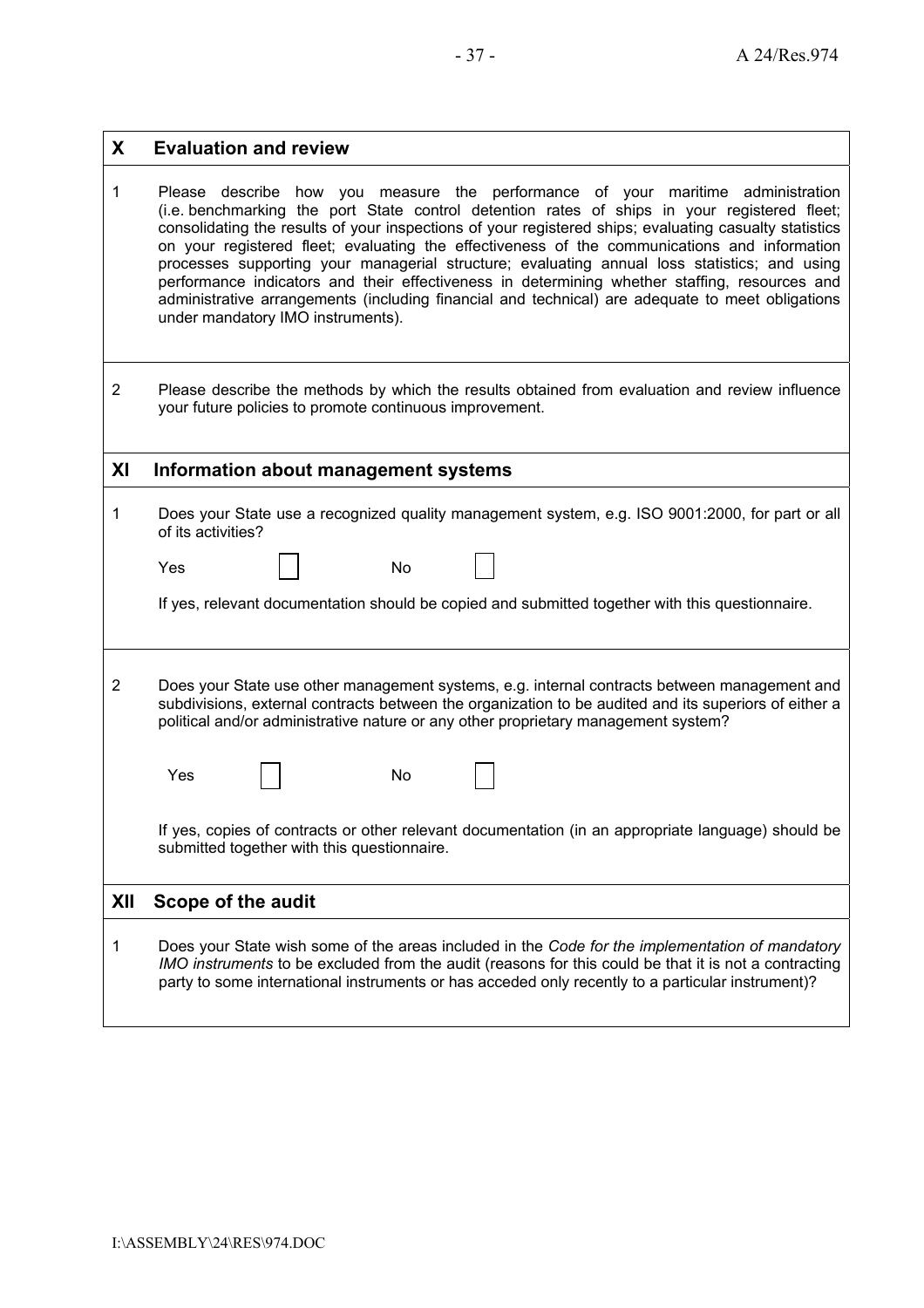## X Evaluation and review

1 Please describe how you measure the performance of your maritime administration (i.e. benchmarking the port State control detention rates of ships in your registered fleet; consolidating the results of your inspections of your registered ships; evaluating casualty statistics on your registered fleet; evaluating the effectiveness of the communications and information processes supporting your managerial structure; evaluating annual loss statistics; and using performance indicators and their effectiveness in determining whether staffing, resources and administrative arrangements (including financial and technical) are adequate to meet obligations under mandatory IMO instruments).

2 Please describe the methods by which the results obtained from evaluation and review influence your future policies to promote continuous improvement.

## XI Information about management systems

1 Does your State use a recognized quality management system, e.g. ISO 9001:2000, for part or all of its activities?

Yes ☐ No ☐

If yes, relevant documentation should be copied and submitted together with this questionnaire.

2 Does your State use other management systems, e.g. internal contracts between management and subdivisions, external contracts between the organization to be audited and its superiors of either a political and/or administrative nature or any other proprietary management system?

Yes ☐ No ☐

If yes, copies of contracts or other relevant documentation (in an appropriate language) should be submitted together with this questionnaire.

## XII Scope of the audit

1 Does your State wish some of the areas included in the *Code for the implementation of mandatory IMO instruments* to be excluded from the audit (reasons for this could be that it is not a contracting party to some international instruments or has acceded only recently to a particular instrument)?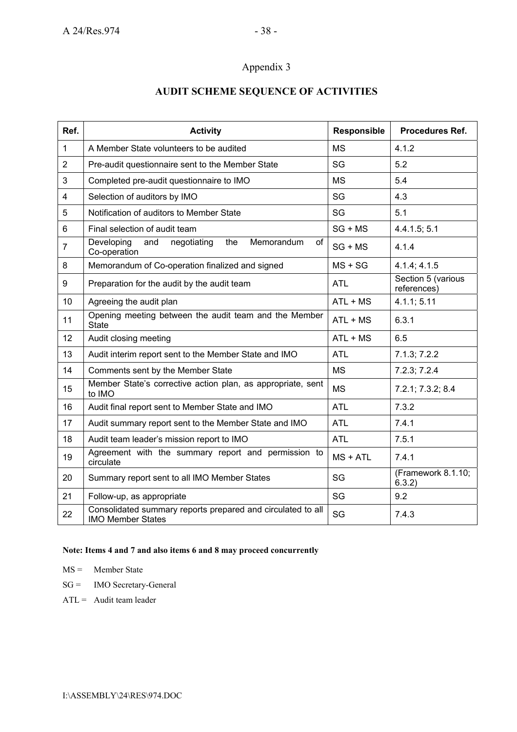## Appendix 3

# AUDIT SCHEME SEQUENCE OF ACTIVITIES

| Ref. | Activity | Responsible | Procedures Ref. |
|---|---|---|---|
| 1 | A Member State volunteers to be audited | MS | 4.1.2 |
| 2 | Pre-audit questionnaire sent to the Member State | SG | 5.2 |
| 3 | Completed pre-audit questionnaire to IMO | MS | 5.4 |
| 4 | Selection of auditors by IMO | SG | 4.3 |
| 5 | Notification of auditors to Member State | SG | 5.1 |
| 6 | Final selection of audit team | SG + MS | 4.4.1.5; 5.1 |
| 7 | Developing and negotiating the Memorandum of Co-operation | SG + MS | 4.1.4 |
| 8 | Memorandum of Co-operation finalized and signed | MS + SG | 4.1.4; 4.1.5 |
| 9 | Preparation for the audit by the audit team | ATL | Section 5 (various references) |
| 10 | Agreeing the audit plan | ATL + MS | 4.1.1; 5.11 |
| 11 | Opening meeting between the audit team and the Member State | ATL + MS | 6.3.1 |
| 12 | Audit closing meeting | ATL + MS | 6.5 |
| 13 | Audit interim report sent to the Member State and IMO | ATL | 7.1.3; 7.2.2 |
| 14 | Comments sent by the Member State | MS | 7.2.3; 7.2.4 |
| 15 | Member State's corrective action plan, as appropriate, sent to IMO | MS | 7.2.1; 7.3.2; 8.4 |
| 16 | Audit final report sent to Member State and IMO | ATL | 7.3.2 |
| 17 | Audit summary report sent to the Member State and IMO | ATL | 7.4.1 |
| 18 | Audit team leader's mission report to IMO | ATL | 7.5.1 |
| 19 | Agreement with the summary report and permission to circulate | MS + ATL | 7.4.1 |
| 20 | Summary report sent to all IMO Member States | SG | (Framework 8.1.10; 6.3.2) |
| 21 | Follow-up, as appropriate | SG | 9.2 |
| 22 | Consolidated summary reports prepared and circulated to all IMO Member States | SG | 7.4.3 |

**Note: Items 4 and 7 and also items 6 and 8 may proceed concurrently**

MS = Member State

SG = IMO Secretary-General

ATL = Audit team leader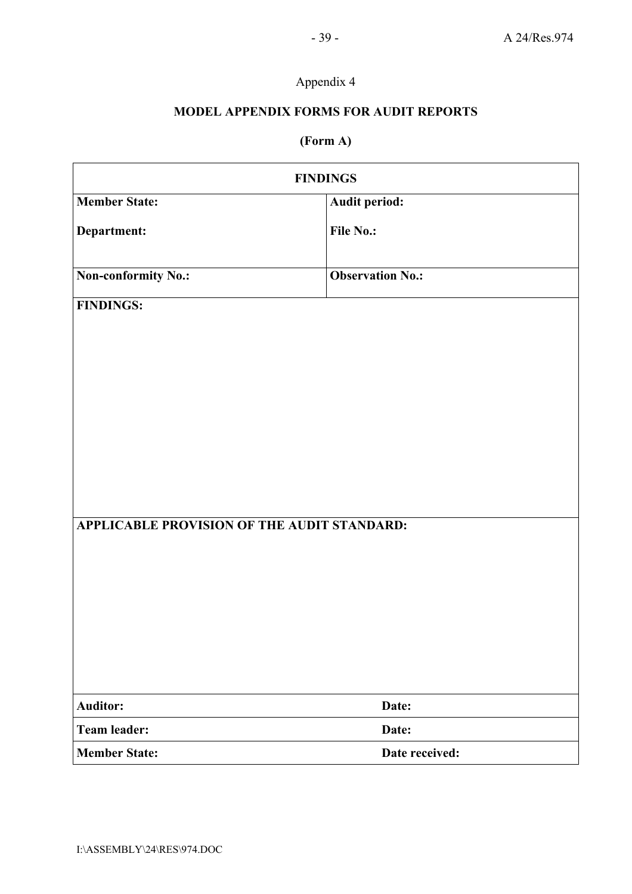Appendix 4

## MODEL APPENDIX FORMS FOR AUDIT REPORTS

### (Form A)

| FINDINGS | |
|---|---|
| **Member State:**<br><br>**Department:** | **Audit period:**<br><br>**File No.:** |
| **Non-conformity No.:** | **Observation No.:** |
| **FINDINGS:** | |
| **APPLICABLE PROVISION OF THE AUDIT STANDARD:** | |
| **Auditor:** | **Date:** |
| **Team leader:** | **Date:** |
| **Member State:** | **Date received:** |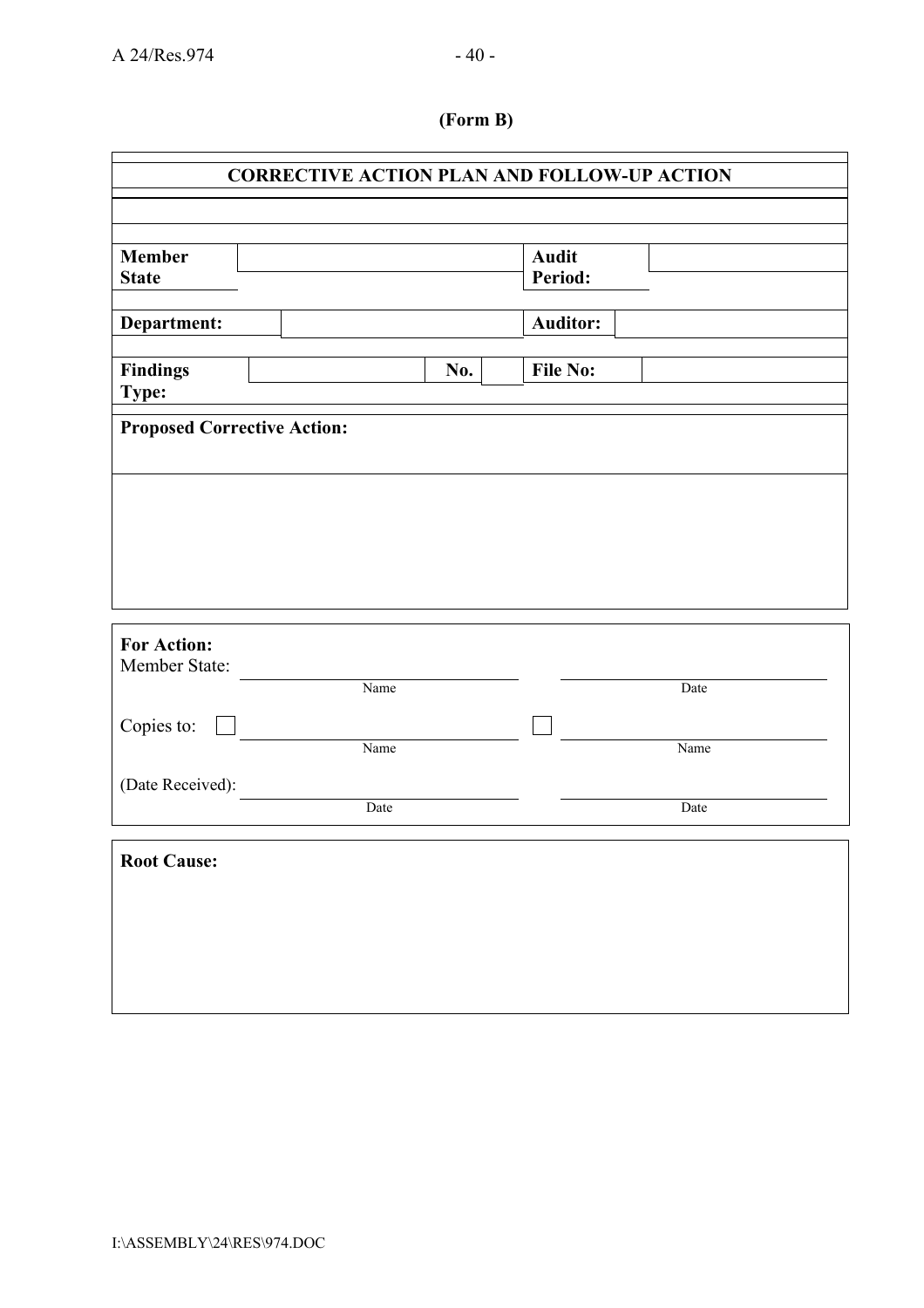**(Form B)**

| **CORRECTIVE ACTION PLAN AND FOLLOW-UP ACTION** | | | | | |
|---|---|---|---|---|---|
| | | | | | |
| **Member State** | | | | **Audit Period:** | |
| **Department:** | | | | **Auditor:** | |
| **Findings Type:** | | **No.** | | **File No:** | |
| **Proposed Corrective Action:** | | | | | |
| | | | | | |

**For Action:**

Member State: ____________________ (Name) ____________________ (Date)

Copies to: ☐ ____________________ (Name) ☐ ____________________ (Name)

(Date Received): ____________________ (Date) ____________________ (Date)

**Root Cause:**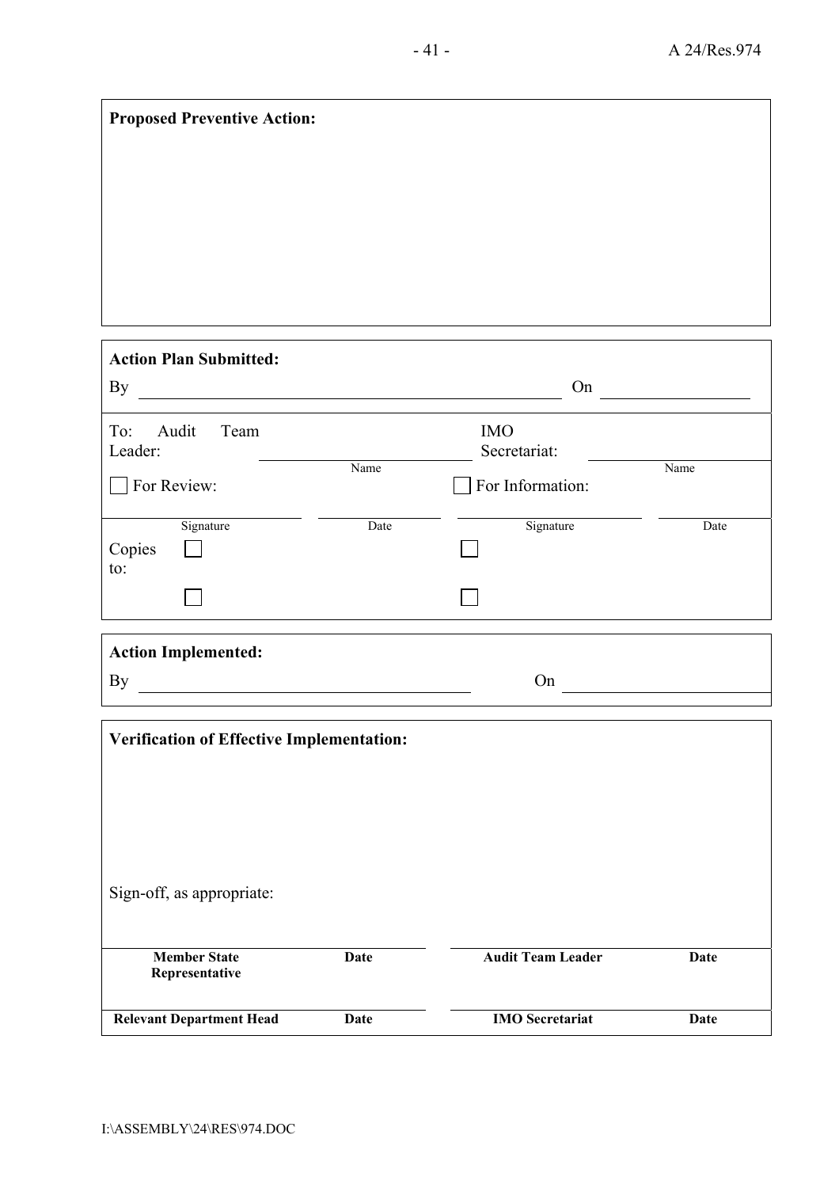**Proposed Preventive Action:**

**Action Plan Submitted:**

By ____________________________________________ On ________________

| To: Audit Team Leader: | ________________ Name | IMO Secretariat: | ________________ Name |
|---|---|---|---|
| ☐ For Review: | | ☐ For Information: | |
| ________________ Signature | ________________ Date | ________________ Signature | ________________ Date |
| Copies to: ☐ | | ☐ | |
| ☐ | | ☐ | |

**Action Implemented:**

By ____________________________________________ On ________________

**Verification of Effective Implementation:**

Sign-off, as appropriate:

| **Member State Representative** | **Date** | **Audit Team Leader** | **Date** |
|---|---|---|---|
| **Relevant Department Head** | **Date** | **IMO Secretariat** | **Date** |

I:\ASSEMBLY\24\RES\974.DOC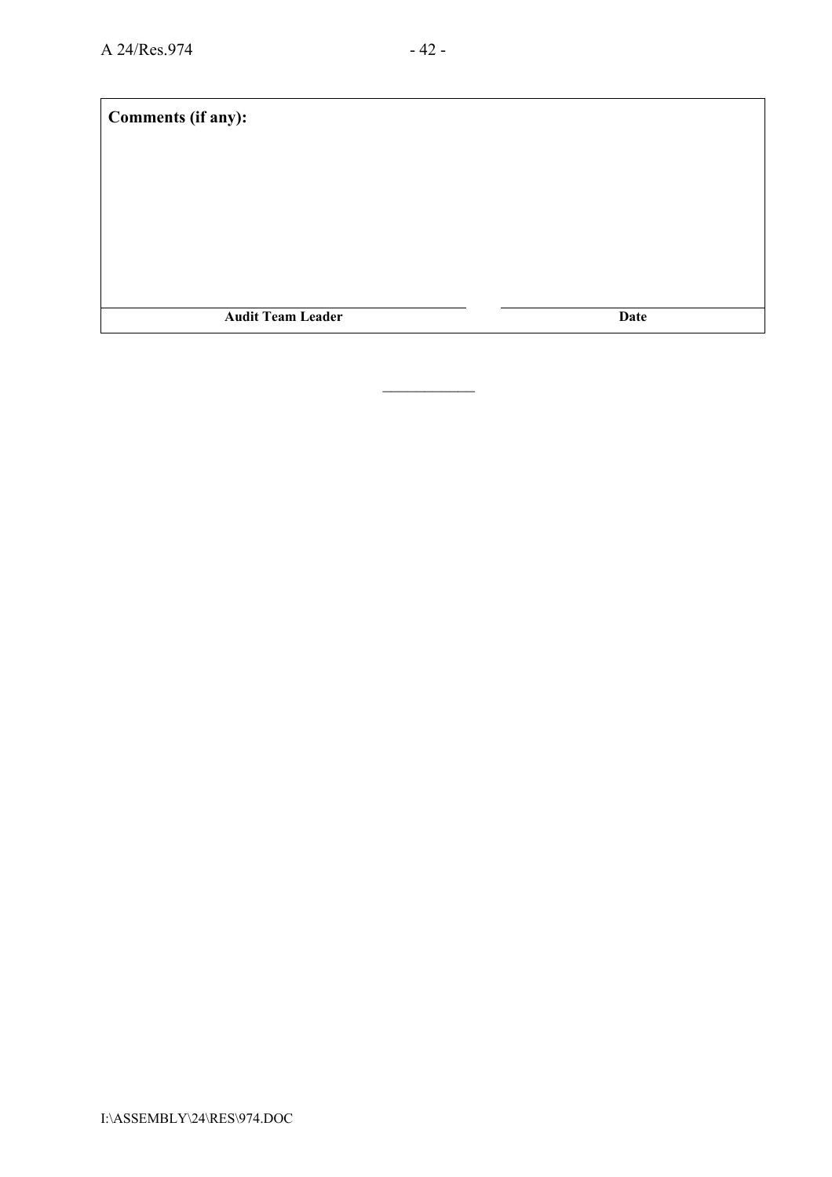**Comments (if any):**

| Audit Team Leader | Date |
|---|---|

___________